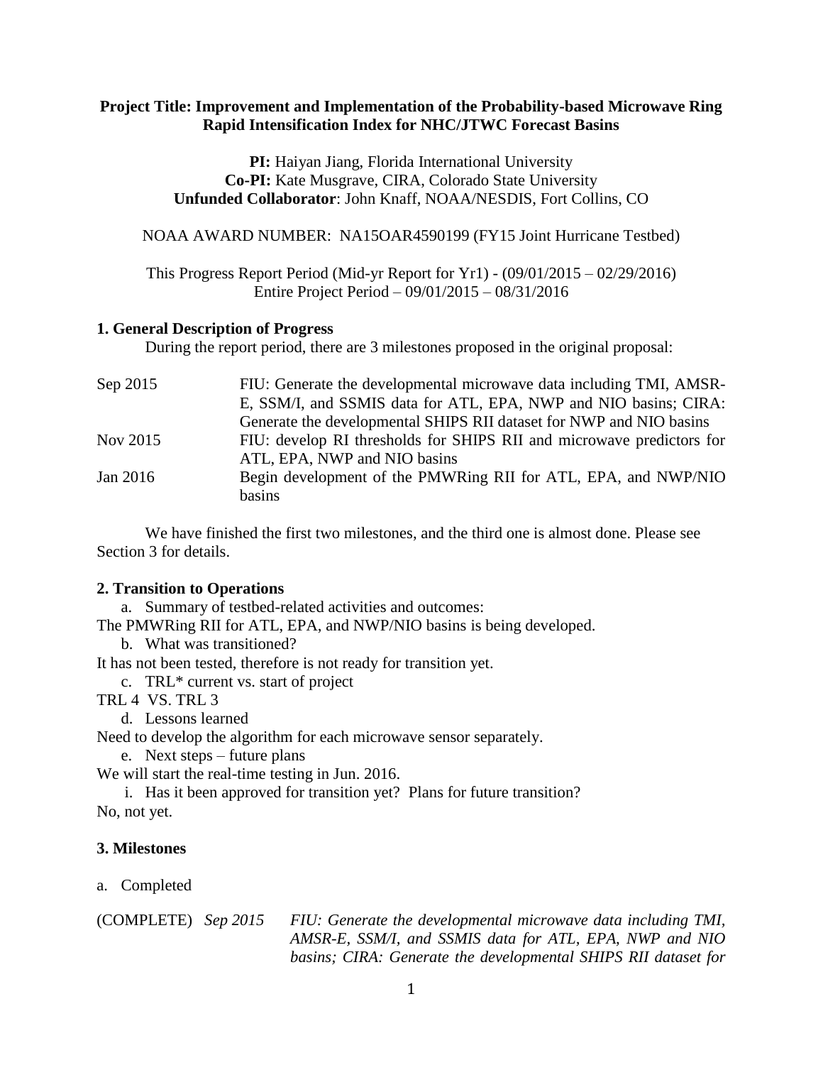**Project Title: Improvement and Implementation of the Probability-based Microwave Ring Rapid Intensification Index for NHC/JTWC Forecast Basins**

**PI:** Haiyan Jiang, Florida International University
**Co-PI:** Kate Musgrave, CIRA, Colorado State University
**Unfunded Collaborator**: John Knaff, NOAA/NESDIS, Fort Collins, CO

NOAA AWARD NUMBER: NA15OAR4590199 (FY15 Joint Hurricane Testbed)

This Progress Report Period (Mid-yr Report for Yr1) - (09/01/2015 – 02/29/2016)
Entire Project Period – 09/01/2015 – 08/31/2016

## 1. General Description of Progress

During the report period, there are 3 milestones proposed in the original proposal:

| | |
|---|---|
| Sep 2015 | FIU: Generate the developmental microwave data including TMI, AMSR-E, SSM/I, and SSMIS data for ATL, EPA, NWP and NIO basins; CIRA: Generate the developmental SHIPS RII dataset for NWP and NIO basins |
| Nov 2015 | FIU: develop RI thresholds for SHIPS RII and microwave predictors for ATL, EPA, NWP and NIO basins |
| Jan 2016 | Begin development of the PMWRing RII for ATL, EPA, and NWP/NIO basins |

We have finished the first two milestones, and the third one is almost done. Please see Section 3 for details.

## 2. Transition to Operations

a. Summary of testbed-related activities and outcomes:

The PMWRing RII for ATL, EPA, and NWP/NIO basins is being developed.

b. What was transitioned?

It has not been tested, therefore is not ready for transition yet.

c. TRL* current vs. start of project

TRL 4 VS. TRL 3

d. Lessons learned

Need to develop the algorithm for each microwave sensor separately.

e. Next steps – future plans

We will start the real-time testing in Jun. 2016.

i. Has it been approved for transition yet? Plans for future transition?

No, not yet.

## 3. Milestones

a. Completed

(COMPLETE) *Sep 2015* *FIU: Generate the developmental microwave data including TMI, AMSR-E, SSM/I, and SSMIS data for ATL, EPA, NWP and NIO basins; CIRA: Generate the developmental SHIPS RII dataset for*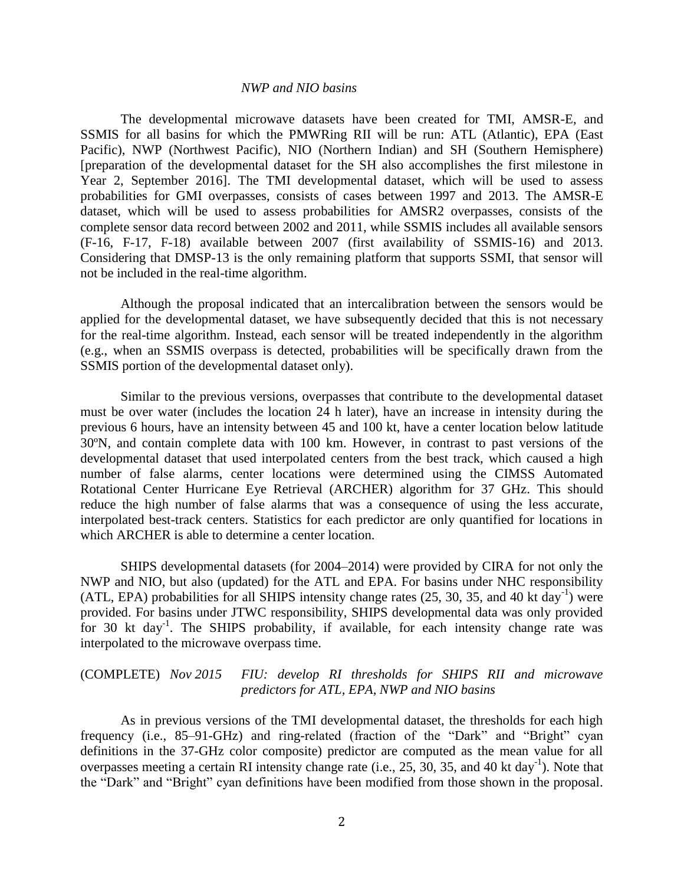*NWP and NIO basins*

The developmental microwave datasets have been created for TMI, AMSR-E, and SSMIS for all basins for which the PMWRing RII will be run: ATL (Atlantic), EPA (East Pacific), NWP (Northwest Pacific), NIO (Northern Indian) and SH (Southern Hemisphere) [preparation of the developmental dataset for the SH also accomplishes the first milestone in Year 2, September 2016]. The TMI developmental dataset, which will be used to assess probabilities for GMI overpasses, consists of cases between 1997 and 2013. The AMSR-E dataset, which will be used to assess probabilities for AMSR2 overpasses, consists of the complete sensor data record between 2002 and 2011, while SSMIS includes all available sensors (F-16, F-17, F-18) available between 2007 (first availability of SSMIS-16) and 2013. Considering that DMSP-13 is the only remaining platform that supports SSMI, that sensor will not be included in the real-time algorithm.

Although the proposal indicated that an intercalibration between the sensors would be applied for the developmental dataset, we have subsequently decided that this is not necessary for the real-time algorithm. Instead, each sensor will be treated independently in the algorithm (e.g., when an SSMIS overpass is detected, probabilities will be specifically drawn from the SSMIS portion of the developmental dataset only).

Similar to the previous versions, overpasses that contribute to the developmental dataset must be over water (includes the location 24 h later), have an increase in intensity during the previous 6 hours, have an intensity between 45 and 100 kt, have a center location below latitude 30ºN, and contain complete data with 100 km. However, in contrast to past versions of the developmental dataset that used interpolated centers from the best track, which caused a high number of false alarms, center locations were determined using the CIMSS Automated Rotational Center Hurricane Eye Retrieval (ARCHER) algorithm for 37 GHz. This should reduce the high number of false alarms that was a consequence of using the less accurate, interpolated best-track centers. Statistics for each predictor are only quantified for locations in which ARCHER is able to determine a center location.

SHIPS developmental datasets (for 2004–2014) were provided by CIRA for not only the NWP and NIO, but also (updated) for the ATL and EPA. For basins under NHC responsibility (ATL, EPA) probabilities for all SHIPS intensity change rates (25, 30, 35, and 40 kt day$^{-1}$) were provided. For basins under JTWC responsibility, SHIPS developmental data was only provided for 30 kt day$^{-1}$. The SHIPS probability, if available, for each intensity change rate was interpolated to the microwave overpass time.

(COMPLETE) *Nov 2015* *FIU: develop RI thresholds for SHIPS RII and microwave predictors for ATL, EPA, NWP and NIO basins*

As in previous versions of the TMI developmental dataset, the thresholds for each high frequency (i.e., 85–91-GHz) and ring-related (fraction of the "Dark" and "Bright" cyan definitions in the 37-GHz color composite) predictor are computed as the mean value for all overpasses meeting a certain RI intensity change rate (i.e., 25, 30, 35, and 40 kt day$^{-1}$). Note that the "Dark" and "Bright" cyan definitions have been modified from those shown in the proposal.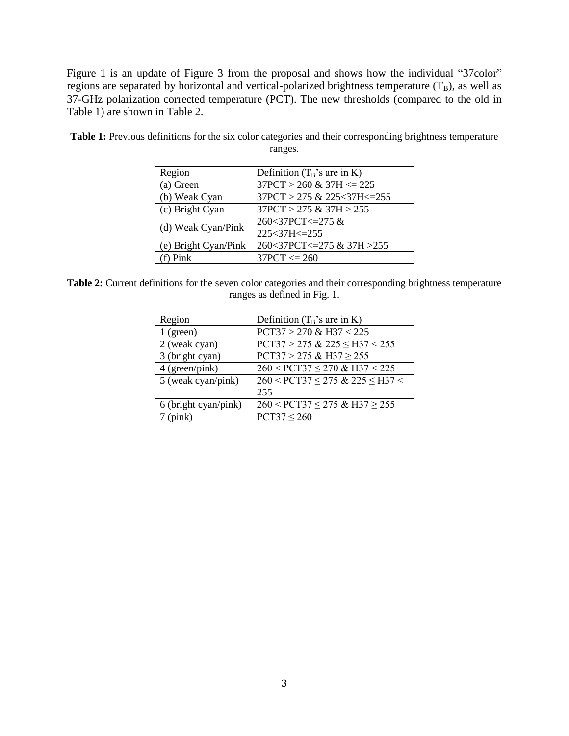Figure 1 is an update of Figure 3 from the proposal and shows how the individual "37color" regions are separated by horizontal and vertical-polarized brightness temperature ($T_B$), as well as 37-GHz polarization corrected temperature (PCT). The new thresholds (compared to the old in Table 1) are shown in Table 2.

**Table 1:** Previous definitions for the six color categories and their corresponding brightness temperature ranges.

| Region | Definition ($T_B$'s are in K) |
|---|---|
| (a) Green | 37PCT > 260 & 37H <= 225 |
| (b) Weak Cyan | 37PCT > 275 & 225<37H<=255 |
| (c) Bright Cyan | 37PCT > 275 & 37H > 255 |
| (d) Weak Cyan/Pink | 260<37PCT<=275 & 225<37H<=255 |
| (e) Bright Cyan/Pink | 260<37PCT<=275 & 37H >255 |
| (f) Pink | 37PCT <= 260 |

**Table 2:** Current definitions for the seven color categories and their corresponding brightness temperature ranges as defined in Fig. 1.

| Region | Definition ($T_B$'s are in K) |
|---|---|
| 1 (green) | PCT37 > 270 & H37 < 225 |
| 2 (weak cyan) | PCT37 > 275 & 225 ≤ H37 < 255 |
| 3 (bright cyan) | PCT37 > 275 & H37 ≥ 255 |
| 4 (green/pink) | 260 < PCT37 ≤ 270 & H37 < 225 |
| 5 (weak cyan/pink) | 260 < PCT37 ≤ 275 & 225 ≤ H37 < 255 |
| 6 (bright cyan/pink) | 260 < PCT37 ≤ 275 & H37 ≥ 255 |
| 7 (pink) | PCT37 ≤ 260 |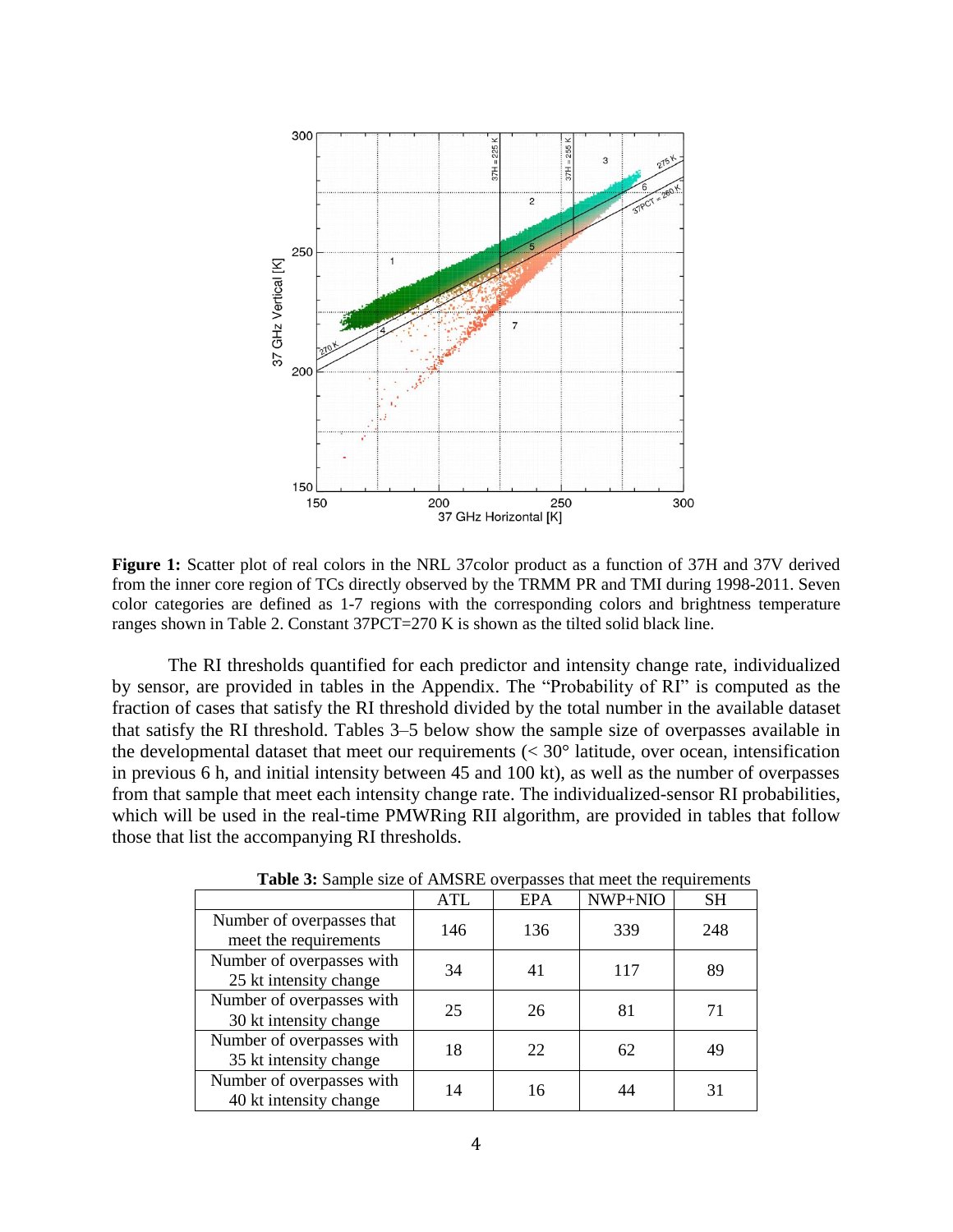**Figure 1:** Scatter plot of real colors in the NRL 37color product as a function of 37H and 37V derived from the inner core region of TCs directly observed by the TRMM PR and TMI during 1998-2011. Seven color categories are defined as 1-7 regions with the corresponding colors and brightness temperature ranges shown in Table 2. Constant 37PCT=270 K is shown as the tilted solid black line.

The RI thresholds quantified for each predictor and intensity change rate, individualized by sensor, are provided in tables in the Appendix. The "Probability of RI" is computed as the fraction of cases that satisfy the RI threshold divided by the total number in the available dataset that satisfy the RI threshold. Tables 3–5 below show the sample size of overpasses available in the developmental dataset that meet our requirements (< 30° latitude, over ocean, intensification in previous 6 h, and initial intensity between 45 and 100 kt), as well as the number of overpasses from that sample that meet each intensity change rate. The individualized-sensor RI probabilities, which will be used in the real-time PMWRing RII algorithm, are provided in tables that follow those that list the accompanying RI thresholds.

**Table 3:** Sample size of AMSRE overpasses that meet the requirements

| | ATL | EPA | NWP+NIO | SH |
|---|---|---|---|---|
| Number of overpasses that meet the requirements | 146 | 136 | 339 | 248 |
| Number of overpasses with 25 kt intensity change | 34 | 41 | 117 | 89 |
| Number of overpasses with 30 kt intensity change | 25 | 26 | 81 | 71 |
| Number of overpasses with 35 kt intensity change | 18 | 22 | 62 | 49 |
| Number of overpasses with 40 kt intensity change | 14 | 16 | 44 | 31 |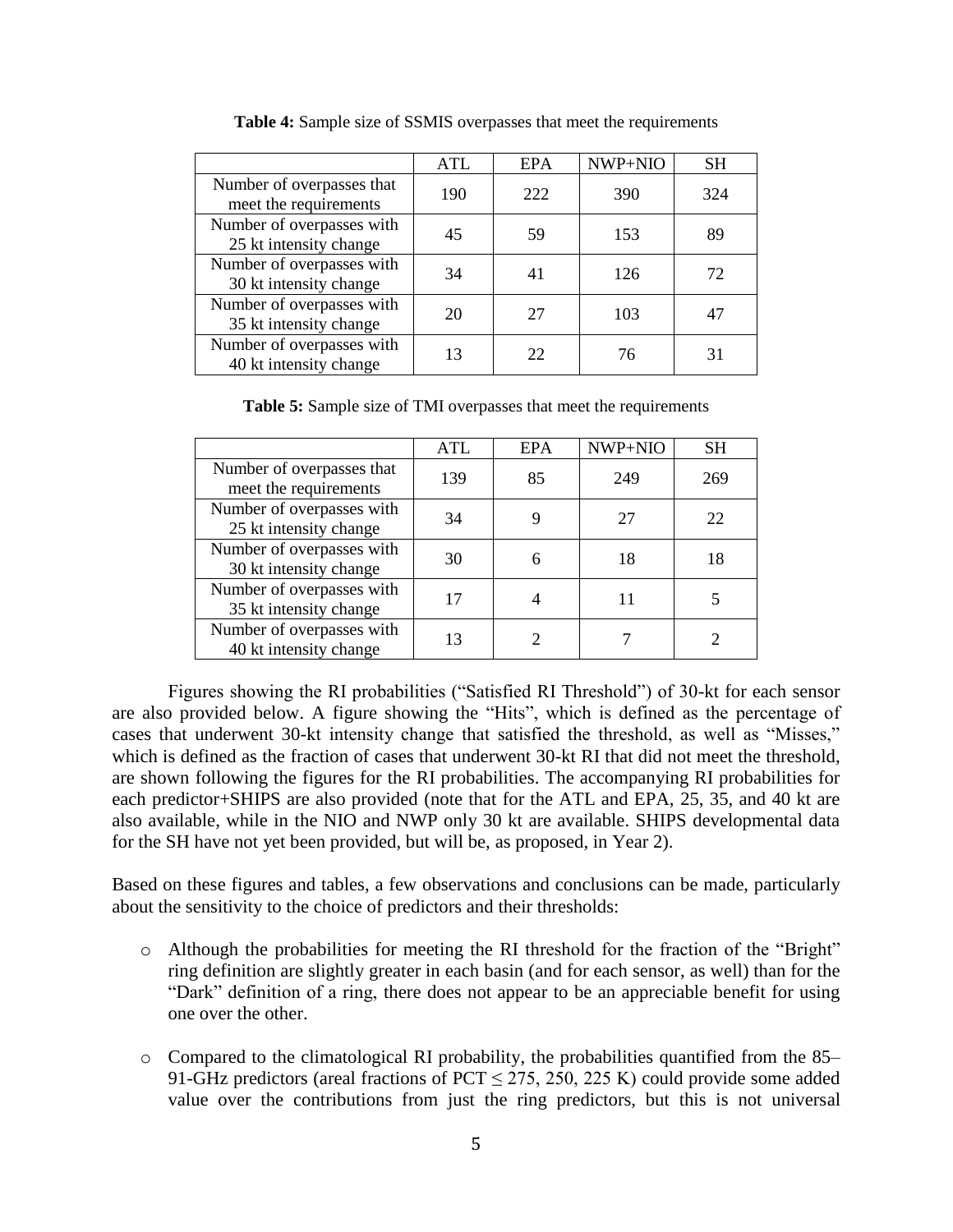**Table 4:** Sample size of SSMIS overpasses that meet the requirements

| | ATL | EPA | NWP+NIO | SH |
|---|---|---|---|---|
| Number of overpasses that meet the requirements | 190 | 222 | 390 | 324 |
| Number of overpasses with 25 kt intensity change | 45 | 59 | 153 | 89 |
| Number of overpasses with 30 kt intensity change | 34 | 41 | 126 | 72 |
| Number of overpasses with 35 kt intensity change | 20 | 27 | 103 | 47 |
| Number of overpasses with 40 kt intensity change | 13 | 22 | 76 | 31 |

**Table 5:** Sample size of TMI overpasses that meet the requirements

| | ATL | EPA | NWP+NIO | SH |
|---|---|---|---|---|
| Number of overpasses that meet the requirements | 139 | 85 | 249 | 269 |
| Number of overpasses with 25 kt intensity change | 34 | 9 | 27 | 22 |
| Number of overpasses with 30 kt intensity change | 30 | 6 | 18 | 18 |
| Number of overpasses with 35 kt intensity change | 17 | 4 | 11 | 5 |
| Number of overpasses with 40 kt intensity change | 13 | 2 | 7 | 2 |

Figures showing the RI probabilities ("Satisfied RI Threshold") of 30-kt for each sensor are also provided below. A figure showing the "Hits", which is defined as the percentage of cases that underwent 30-kt intensity change that satisfied the threshold, as well as "Misses," which is defined as the fraction of cases that underwent 30-kt RI that did not meet the threshold, are shown following the figures for the RI probabilities. The accompanying RI probabilities for each predictor+SHIPS are also provided (note that for the ATL and EPA, 25, 35, and 40 kt are also available, while in the NIO and NWP only 30 kt are available. SHIPS developmental data for the SH have not yet been provided, but will be, as proposed, in Year 2).

Based on these figures and tables, a few observations and conclusions can be made, particularly about the sensitivity to the choice of predictors and their thresholds:

- Although the probabilities for meeting the RI threshold for the fraction of the "Bright" ring definition are slightly greater in each basin (and for each sensor, as well) than for the "Dark" definition of a ring, there does not appear to be an appreciable benefit for using one over the other.

- Compared to the climatological RI probability, the probabilities quantified from the 85–91-GHz predictors (areal fractions of PCT ≤ 275, 250, 225 K) could provide some added value over the contributions from just the ring predictors, but this is not universal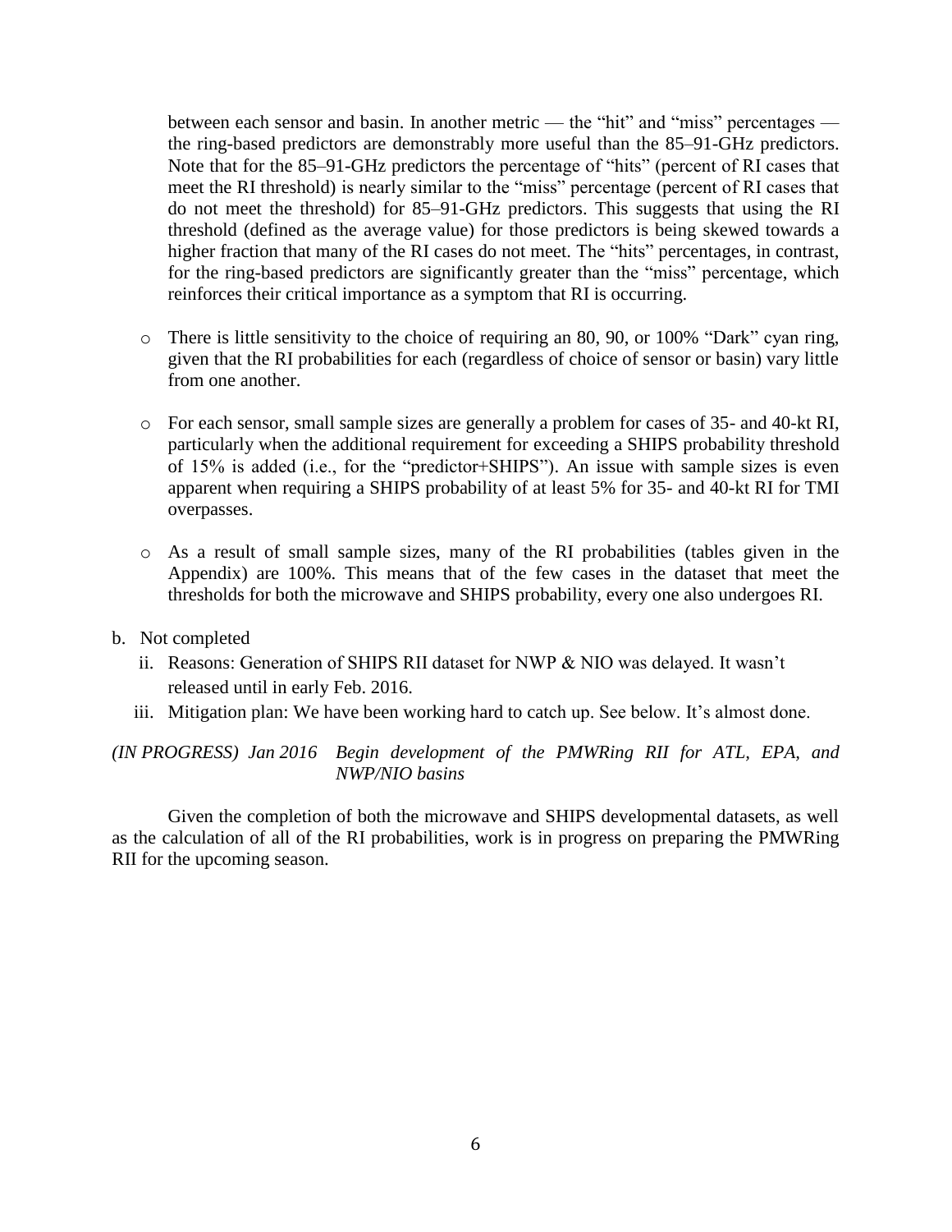between each sensor and basin. In another metric — the "hit" and "miss" percentages — the ring-based predictors are demonstrably more useful than the 85–91-GHz predictors. Note that for the 85–91-GHz predictors the percentage of "hits" (percent of RI cases that meet the RI threshold) is nearly similar to the "miss" percentage (percent of RI cases that do not meet the threshold) for 85–91-GHz predictors. This suggests that using the RI threshold (defined as the average value) for those predictors is being skewed towards a higher fraction that many of the RI cases do not meet. The "hits" percentages, in contrast, for the ring-based predictors are significantly greater than the "miss" percentage, which reinforces their critical importance as a symptom that RI is occurring.

- There is little sensitivity to the choice of requiring an 80, 90, or 100% "Dark" cyan ring, given that the RI probabilities for each (regardless of choice of sensor or basin) vary little from one another.

- For each sensor, small sample sizes are generally a problem for cases of 35- and 40-kt RI, particularly when the additional requirement for exceeding a SHIPS probability threshold of 15% is added (i.e., for the "predictor+SHIPS"). An issue with sample sizes is even apparent when requiring a SHIPS probability of at least 5% for 35- and 40-kt RI for TMI overpasses.

- As a result of small sample sizes, many of the RI probabilities (tables given in the Appendix) are 100%. This means that of the few cases in the dataset that meet the thresholds for both the microwave and SHIPS probability, every one also undergoes RI.

b. Not completed
   ii. Reasons: Generation of SHIPS RII dataset for NWP & NIO was delayed. It wasn't released until in early Feb. 2016.
   iii. Mitigation plan: We have been working hard to catch up. See below. It's almost done.

*(IN PROGRESS) Jan 2016 Begin development of the PMWRing RII for ATL, EPA, and NWP/NIO basins*

Given the completion of both the microwave and SHIPS developmental datasets, as well as the calculation of all of the RI probabilities, work is in progress on preparing the PMWRing RII for the upcoming season.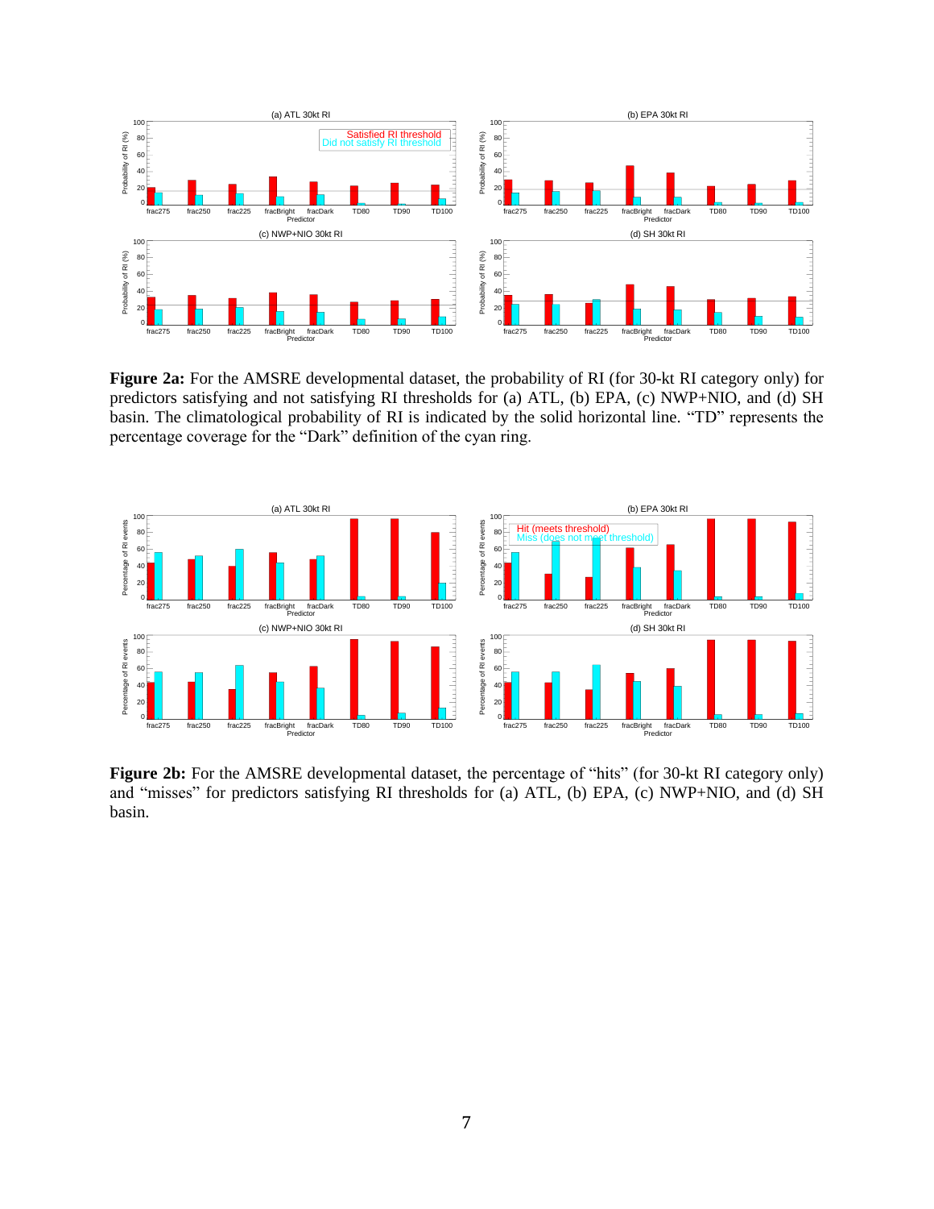**Figure 2a:** For the AMSRE developmental dataset, the probability of RI (for 30-kt RI category only) for predictors satisfying and not satisfying RI thresholds for (a) ATL, (b) EPA, (c) NWP+NIO, and (d) SH basin. The climatological probability of RI is indicated by the solid horizontal line. "TD" represents the percentage coverage for the "Dark" definition of the cyan ring.

**Figure 2b:** For the AMSRE developmental dataset, the percentage of "hits" (for 30-kt RI category only) and "misses" for predictors satisfying RI thresholds for (a) ATL, (b) EPA, (c) NWP+NIO, and (d) SH basin.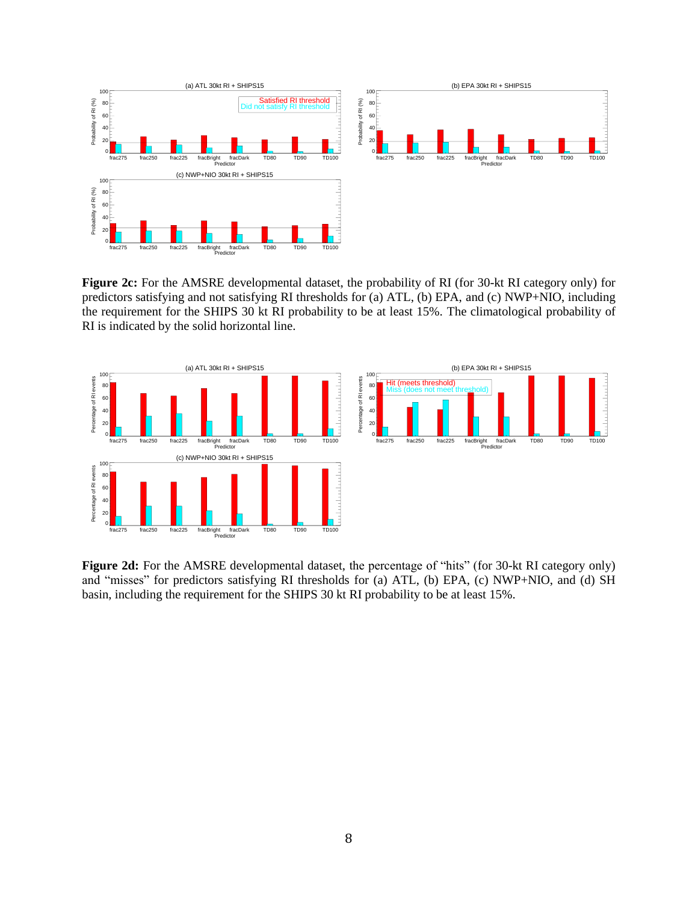**Figure 2c:** For the AMSRE developmental dataset, the probability of RI (for 30-kt RI category only) for predictors satisfying and not satisfying RI thresholds for (a) ATL, (b) EPA, and (c) NWP+NIO, including the requirement for the SHIPS 30 kt RI probability to be at least 15%. The climatological probability of RI is indicated by the solid horizontal line.

**Figure 2d:** For the AMSRE developmental dataset, the percentage of "hits" (for 30-kt RI category only) and "misses" for predictors satisfying RI thresholds for (a) ATL, (b) EPA, (c) NWP+NIO, and (d) SH basin, including the requirement for the SHIPS 30 kt RI probability to be at least 15%.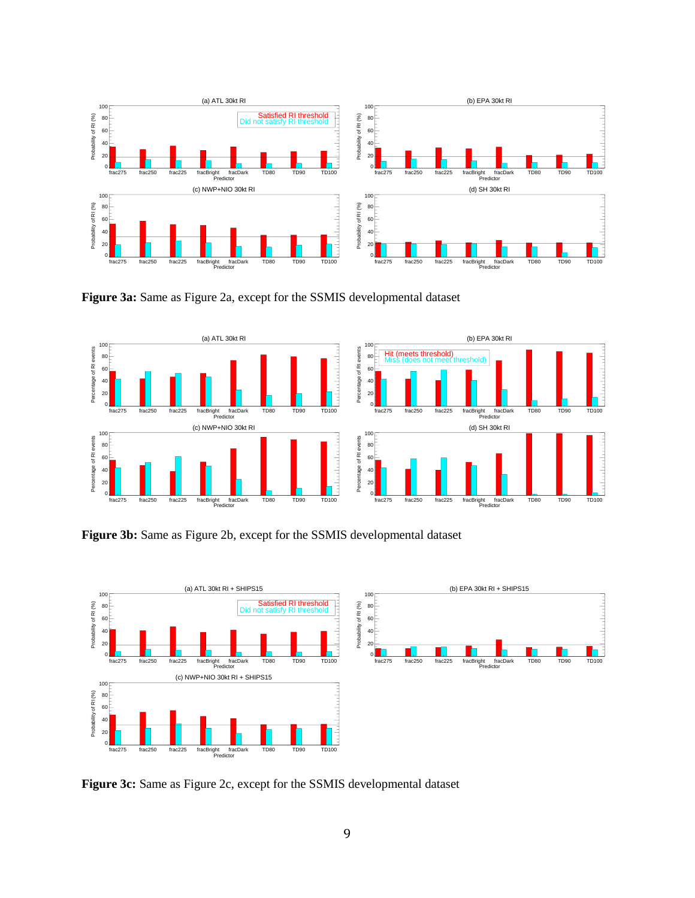**Figure 3a:** Same as Figure 2a, except for the SSMIS developmental dataset

**Figure 3b:** Same as Figure 2b, except for the SSMIS developmental dataset

**Figure 3c:** Same as Figure 2c, except for the SSMIS developmental dataset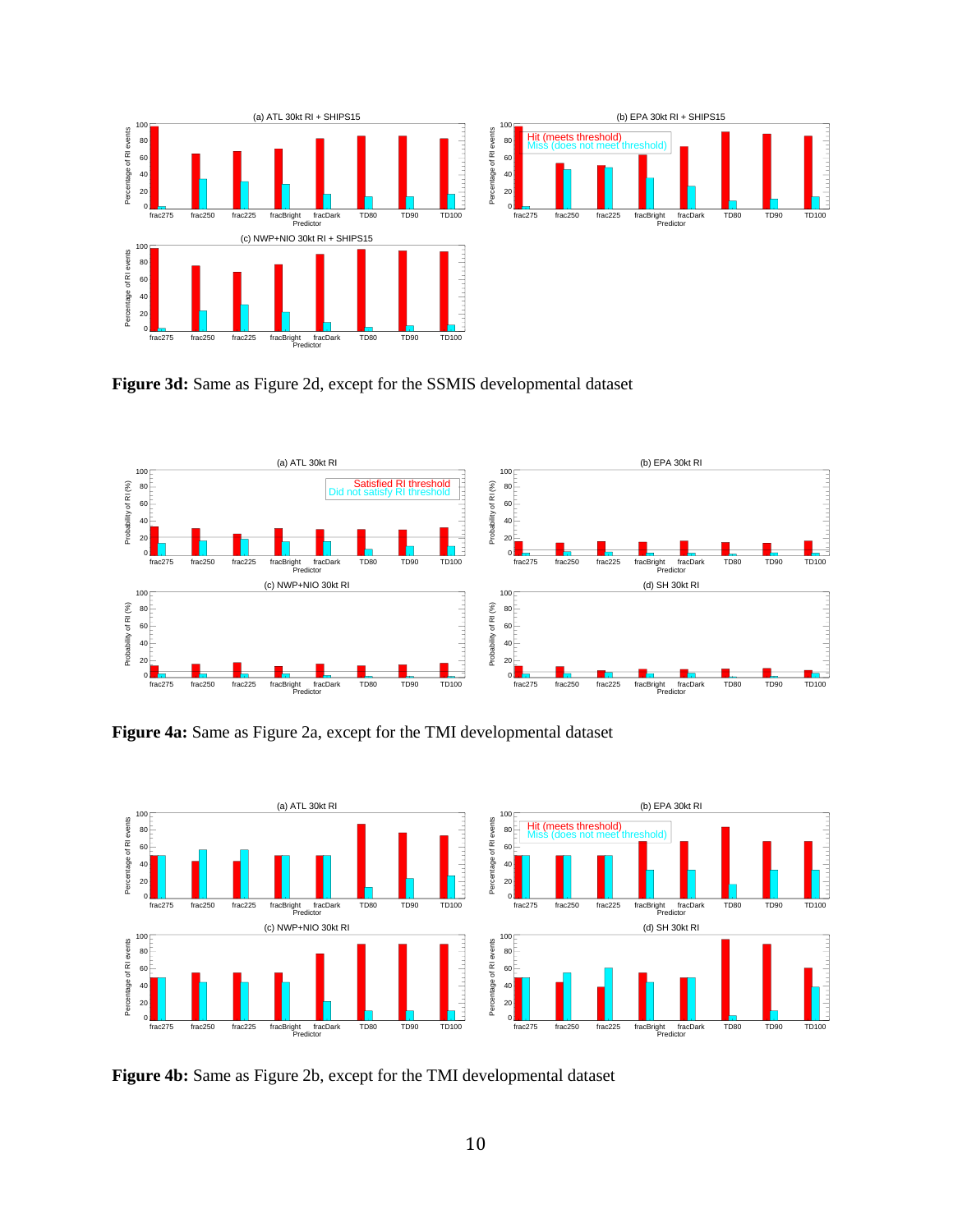**Figure 3d:** Same as Figure 2d, except for the SSMIS developmental dataset

**Figure 4a:** Same as Figure 2a, except for the TMI developmental dataset

**Figure 4b:** Same as Figure 2b, except for the TMI developmental dataset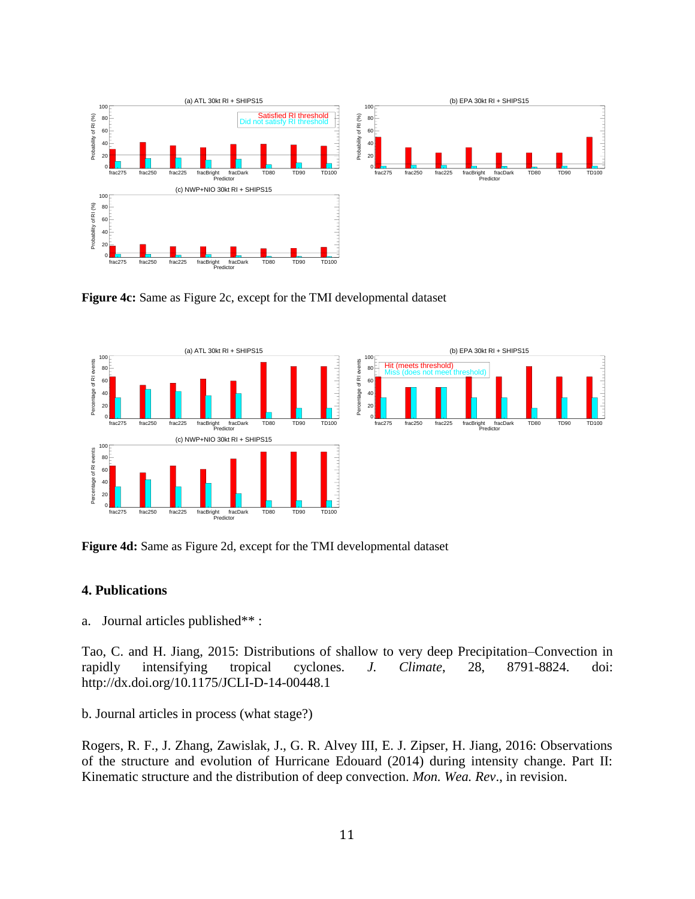**Figure 4c:** Same as Figure 2c, except for the TMI developmental dataset

**Figure 4d:** Same as Figure 2d, except for the TMI developmental dataset

## 4. Publications

a. Journal articles published** :

Tao, C. and H. Jiang, 2015: Distributions of shallow to very deep Precipitation–Convection in rapidly intensifying tropical cyclones. *J. Climate*, 28, 8791-8824. doi: http://dx.doi.org/10.1175/JCLI-D-14-00448.1

b. Journal articles in process (what stage?)

Rogers, R. F., J. Zhang, Zawislak, J., G. R. Alvey III, E. J. Zipser, H. Jiang, 2016: Observations of the structure and evolution of Hurricane Edouard (2014) during intensity change. Part II: Kinematic structure and the distribution of deep convection. *Mon. Wea. Rev*., in revision.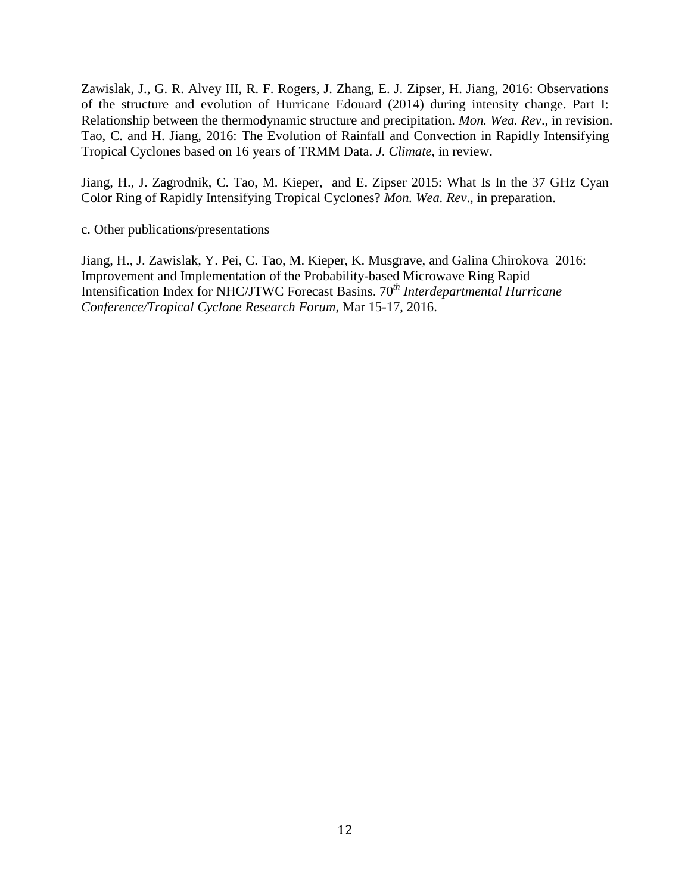Zawislak, J., G. R. Alvey III, R. F. Rogers, J. Zhang, E. J. Zipser, H. Jiang, 2016: Observations of the structure and evolution of Hurricane Edouard (2014) during intensity change. Part I: Relationship between the thermodynamic structure and precipitation. *Mon. Wea. Rev*., in revision.
Tao, C. and H. Jiang, 2016: The Evolution of Rainfall and Convection in Rapidly Intensifying Tropical Cyclones based on 16 years of TRMM Data. *J. Climate*, in review.

Jiang, H., J. Zagrodnik, C. Tao, M. Kieper, and E. Zipser 2015: What Is In the 37 GHz Cyan Color Ring of Rapidly Intensifying Tropical Cyclones? *Mon. Wea. Rev*., in preparation.

c. Other publications/presentations

Jiang, H., J. Zawislak, Y. Pei, C. Tao, M. Kieper, K. Musgrave, and Galina Chirokova 2016: Improvement and Implementation of the Probability-based Microwave Ring Rapid Intensification Index for NHC/JTWC Forecast Basins. 70*th* *Interdepartmental Hurricane Conference/Tropical Cyclone Research Forum*, Mar 15-17, 2016.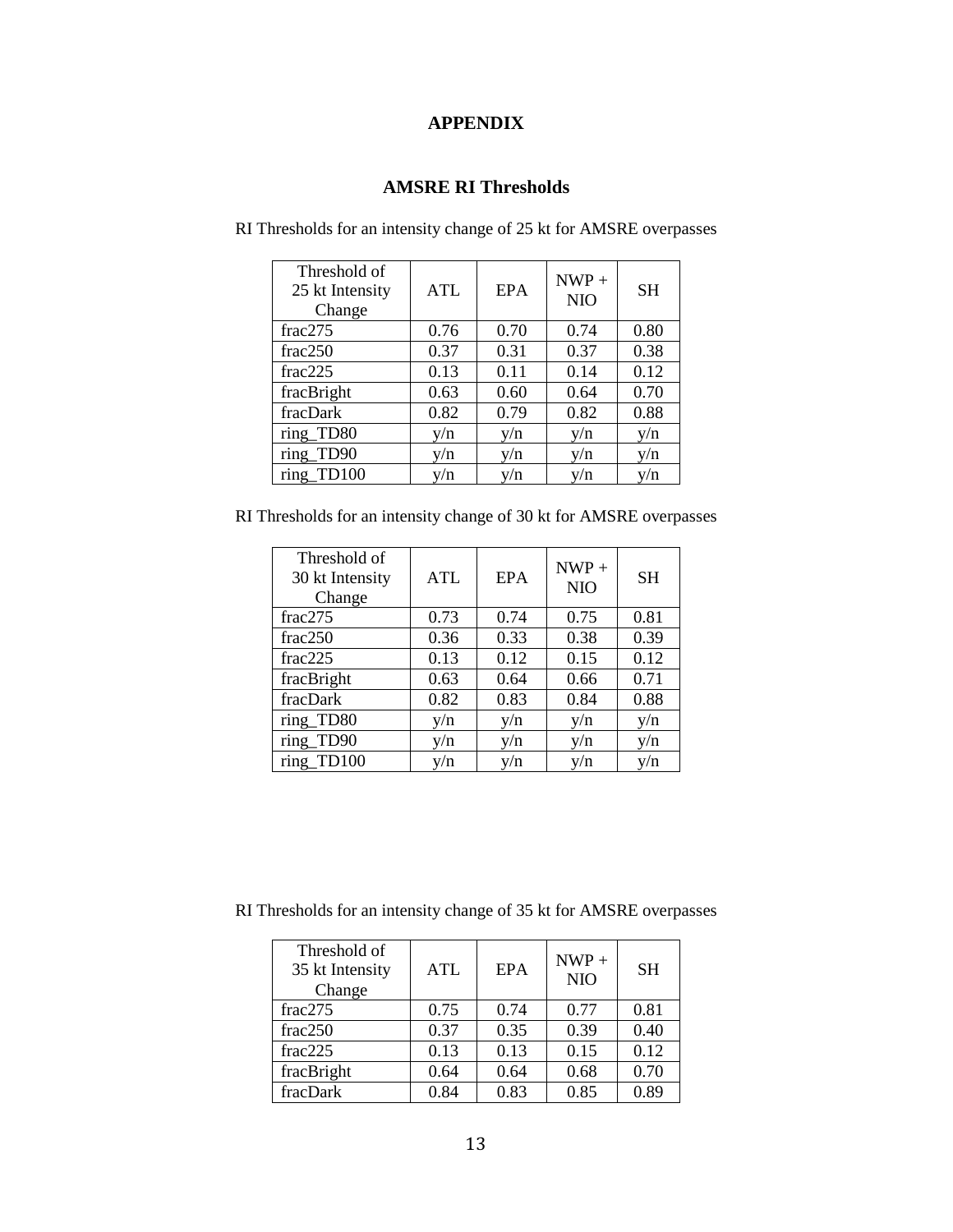# APPENDIX

## AMSRE RI Thresholds

RI Thresholds for an intensity change of 25 kt for AMSRE overpasses

| Threshold of 25 kt Intensity Change | ATL | EPA | NWP + NIO | SH |
|---|---|---|---|---|
| frac275 | 0.76 | 0.70 | 0.74 | 0.80 |
| frac250 | 0.37 | 0.31 | 0.37 | 0.38 |
| frac225 | 0.13 | 0.11 | 0.14 | 0.12 |
| fracBright | 0.63 | 0.60 | 0.64 | 0.70 |
| fracDark | 0.82 | 0.79 | 0.82 | 0.88 |
| ring_TD80 | y/n | y/n | y/n | y/n |
| ring_TD90 | y/n | y/n | y/n | y/n |
| ring_TD100 | y/n | y/n | y/n | y/n |

RI Thresholds for an intensity change of 30 kt for AMSRE overpasses

| Threshold of 30 kt Intensity Change | ATL | EPA | NWP + NIO | SH |
|---|---|---|---|---|
| frac275 | 0.73 | 0.74 | 0.75 | 0.81 |
| frac250 | 0.36 | 0.33 | 0.38 | 0.39 |
| frac225 | 0.13 | 0.12 | 0.15 | 0.12 |
| fracBright | 0.63 | 0.64 | 0.66 | 0.71 |
| fracDark | 0.82 | 0.83 | 0.84 | 0.88 |
| ring_TD80 | y/n | y/n | y/n | y/n |
| ring_TD90 | y/n | y/n | y/n | y/n |
| ring_TD100 | y/n | y/n | y/n | y/n |

RI Thresholds for an intensity change of 35 kt for AMSRE overpasses

| Threshold of 35 kt Intensity Change | ATL | EPA | NWP + NIO | SH |
|---|---|---|---|---|
| frac275 | 0.75 | 0.74 | 0.77 | 0.81 |
| frac250 | 0.37 | 0.35 | 0.39 | 0.40 |
| frac225 | 0.13 | 0.13 | 0.15 | 0.12 |
| fracBright | 0.64 | 0.64 | 0.68 | 0.70 |
| fracDark | 0.84 | 0.83 | 0.85 | 0.89 |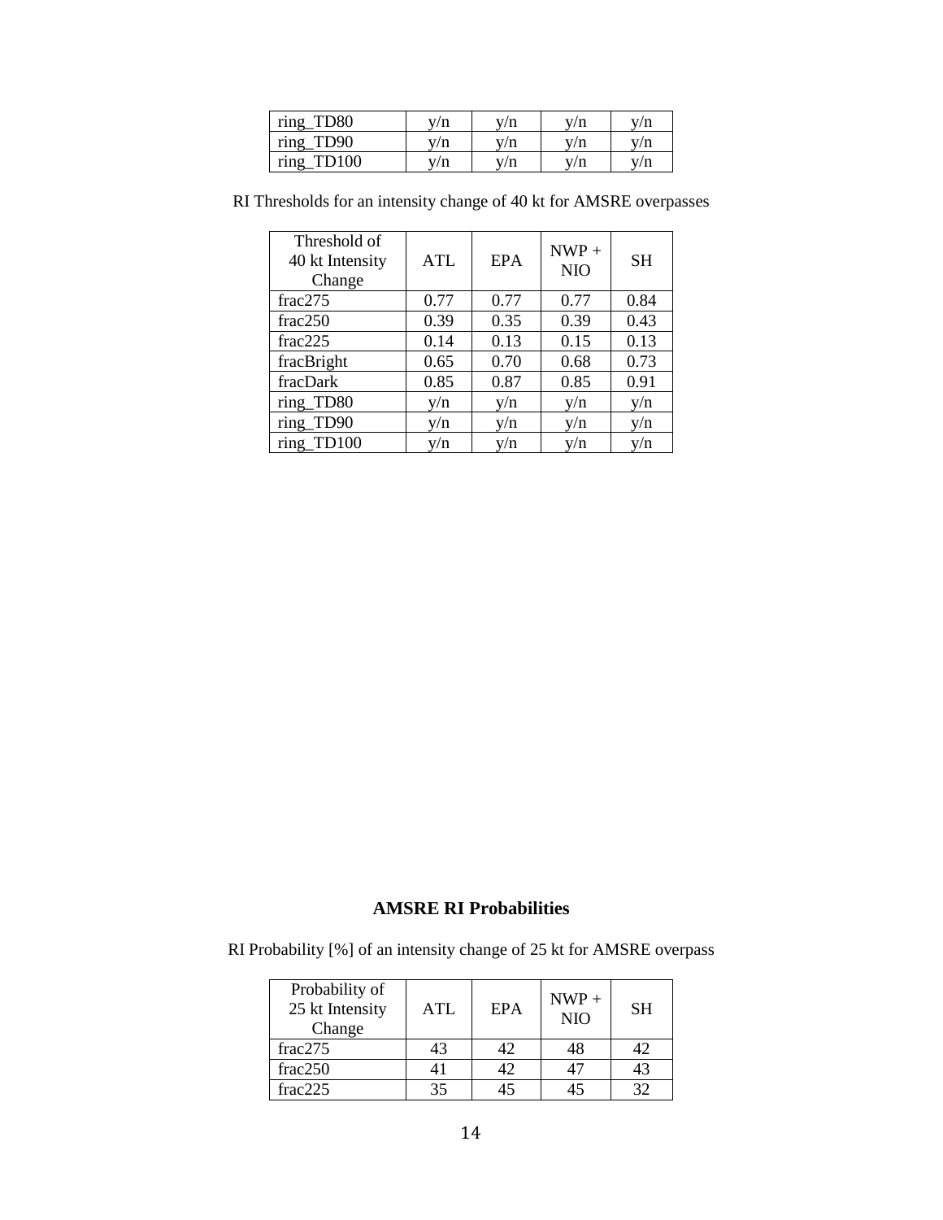| ring_TD80 | y/n | y/n | y/n | y/n |
|---|---|---|---|---|
| ring_TD90 | y/n | y/n | y/n | y/n |
| ring_TD100 | y/n | y/n | y/n | y/n |

RI Thresholds for an intensity change of 40 kt for AMSRE overpasses

| Threshold of 40 kt Intensity Change | ATL | EPA | NWP + NIO | SH |
|---|---|---|---|---|
| frac275 | 0.77 | 0.77 | 0.77 | 0.84 |
| frac250 | 0.39 | 0.35 | 0.39 | 0.43 |
| frac225 | 0.14 | 0.13 | 0.15 | 0.13 |
| fracBright | 0.65 | 0.70 | 0.68 | 0.73 |
| fracDark | 0.85 | 0.87 | 0.85 | 0.91 |
| ring_TD80 | y/n | y/n | y/n | y/n |
| ring_TD90 | y/n | y/n | y/n | y/n |
| ring_TD100 | y/n | y/n | y/n | y/n |

## AMSRE RI Probabilities

RI Probability [%] of an intensity change of 25 kt for AMSRE overpass

| Probability of 25 kt Intensity Change | ATL | EPA | NWP + NIO | SH |
|---|---|---|---|---|
| frac275 | 43 | 42 | 48 | 42 |
| frac250 | 41 | 42 | 47 | 43 |
| frac225 | 35 | 45 | 45 | 32 |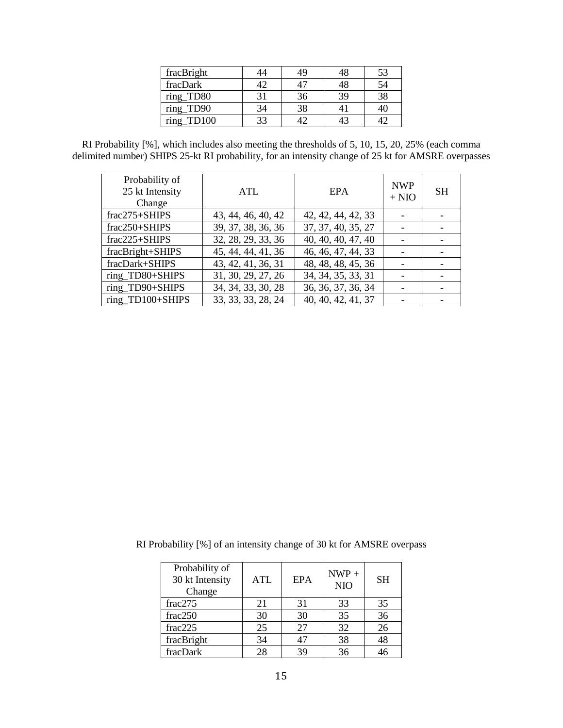| fracBright | 44 | 49 | 48 | 53 |
|---|---|---|---|---|
| fracDark | 42 | 47 | 48 | 54 |
| ring_TD80 | 31 | 36 | 39 | 38 |
| ring_TD90 | 34 | 38 | 41 | 40 |
| ring_TD100 | 33 | 42 | 43 | 42 |

RI Probability [%], which includes also meeting the thresholds of 5, 10, 15, 20, 25% (each comma delimited number) SHIPS 25-kt RI probability, for an intensity change of 25 kt for AMSRE overpasses

| Probability of 25 kt Intensity Change | ATL | EPA | NWP + NIO | SH |
|---|---|---|---|---|
| frac275+SHIPS | 43, 44, 46, 40, 42 | 42, 42, 44, 42, 33 | - | - |
| frac250+SHIPS | 39, 37, 38, 36, 36 | 37, 37, 40, 35, 27 | - | - |
| frac225+SHIPS | 32, 28, 29, 33, 36 | 40, 40, 40, 47, 40 | - | - |
| fracBright+SHIPS | 45, 44, 44, 41, 36 | 46, 46, 47, 44, 33 | - | - |
| fracDark+SHIPS | 43, 42, 41, 36, 31 | 48, 48, 48, 45, 36 | - | - |
| ring_TD80+SHIPS | 31, 30, 29, 27, 26 | 34, 34, 35, 33, 31 | - | - |
| ring_TD90+SHIPS | 34, 34, 33, 30, 28 | 36, 36, 37, 36, 34 | - | - |
| ring_TD100+SHIPS | 33, 33, 33, 28, 24 | 40, 40, 42, 41, 37 | - | - |

RI Probability [%] of an intensity change of 30 kt for AMSRE overpass

| Probability of 30 kt Intensity Change | ATL | EPA | NWP + NIO | SH |
|---|---|---|---|---|
| frac275 | 21 | 31 | 33 | 35 |
| frac250 | 30 | 30 | 35 | 36 |
| frac225 | 25 | 27 | 32 | 26 |
| fracBright | 34 | 47 | 38 | 48 |
| fracDark | 28 | 39 | 36 | 46 |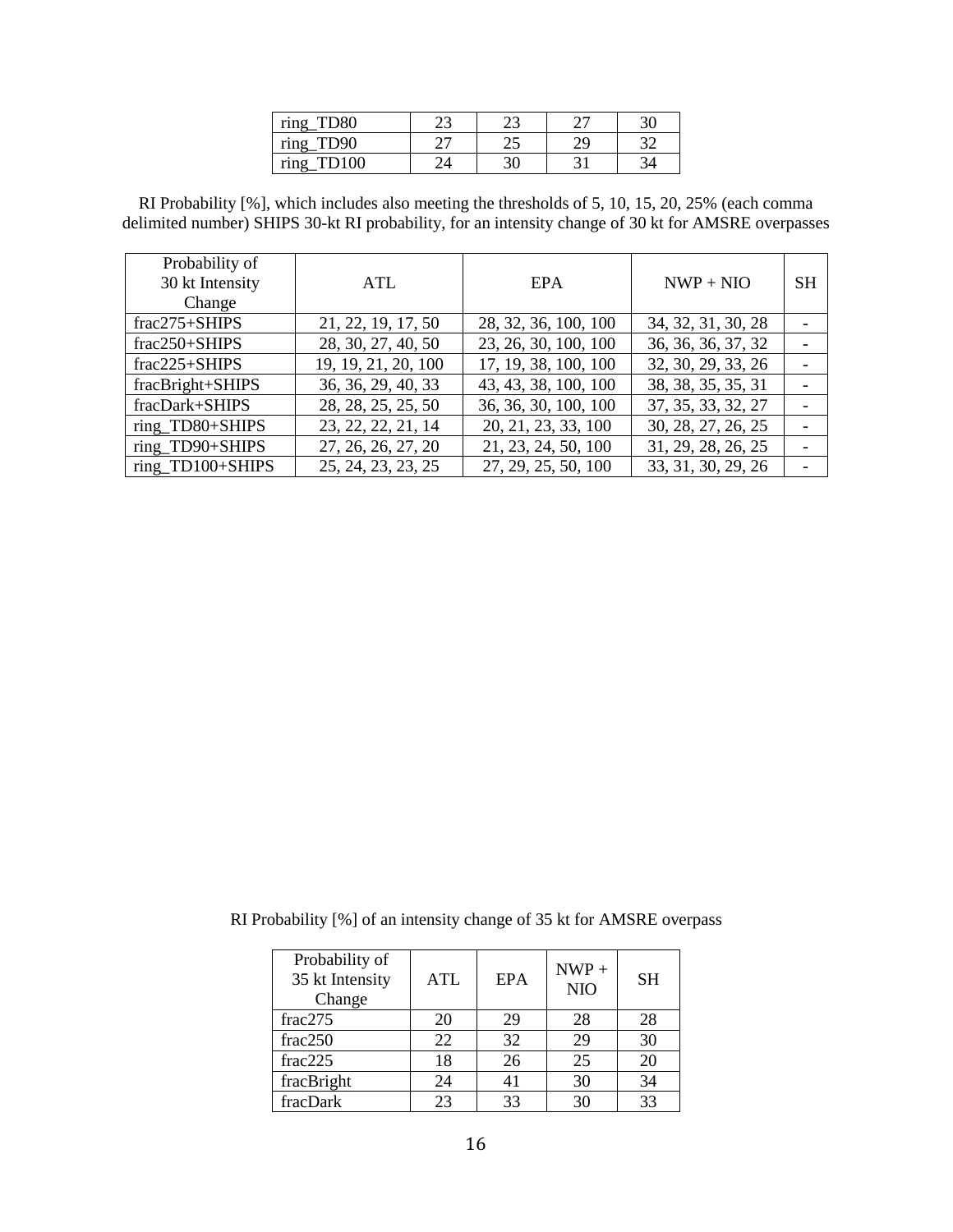| ring_TD80 | 23 | 23 | 27 | 30 |
|---|---|---|---|---|
| ring_TD90 | 27 | 25 | 29 | 32 |
| ring_TD100 | 24 | 30 | 31 | 34 |

RI Probability [%], which includes also meeting the thresholds of 5, 10, 15, 20, 25% (each comma delimited number) SHIPS 30-kt RI probability, for an intensity change of 30 kt for AMSRE overpasses

| Probability of 30 kt Intensity Change | ATL | EPA | NWP + NIO | SH |
|---|---|---|---|---|
| frac275+SHIPS | 21, 22, 19, 17, 50 | 28, 32, 36, 100, 100 | 34, 32, 31, 30, 28 | - |
| frac250+SHIPS | 28, 30, 27, 40, 50 | 23, 26, 30, 100, 100 | 36, 36, 36, 37, 32 | - |
| frac225+SHIPS | 19, 19, 21, 20, 100 | 17, 19, 38, 100, 100 | 32, 30, 29, 33, 26 | - |
| fracBright+SHIPS | 36, 36, 29, 40, 33 | 43, 43, 38, 100, 100 | 38, 38, 35, 35, 31 | - |
| fracDark+SHIPS | 28, 28, 25, 25, 50 | 36, 36, 30, 100, 100 | 37, 35, 33, 32, 27 | - |
| ring_TD80+SHIPS | 23, 22, 22, 21, 14 | 20, 21, 23, 33, 100 | 30, 28, 27, 26, 25 | - |
| ring_TD90+SHIPS | 27, 26, 26, 27, 20 | 21, 23, 24, 50, 100 | 31, 29, 28, 26, 25 | - |
| ring_TD100+SHIPS | 25, 24, 23, 23, 25 | 27, 29, 25, 50, 100 | 33, 31, 30, 29, 26 | - |

RI Probability [%] of an intensity change of 35 kt for AMSRE overpass

| Probability of 35 kt Intensity Change | ATL | EPA | NWP + NIO | SH |
|---|---|---|---|---|
| frac275 | 20 | 29 | 28 | 28 |
| frac250 | 22 | 32 | 29 | 30 |
| frac225 | 18 | 26 | 25 | 20 |
| fracBright | 24 | 41 | 30 | 34 |
| fracDark | 23 | 33 | 30 | 33 |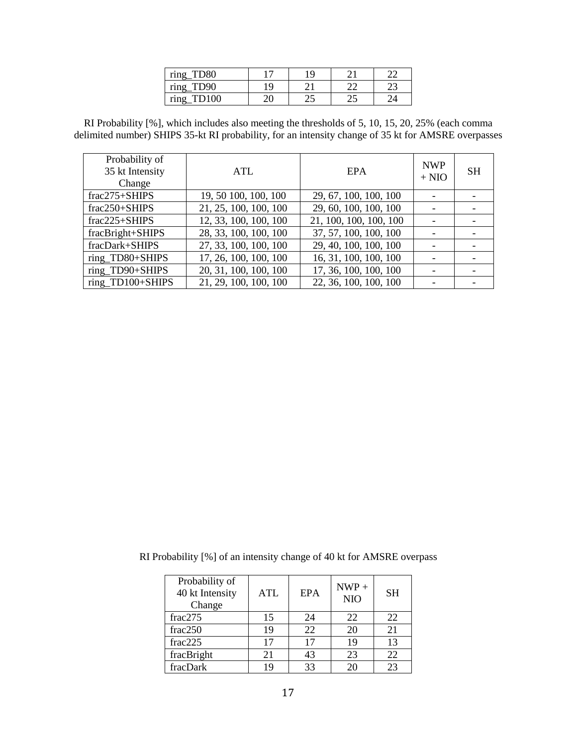| | | | | |
|---|---|---|---|---|
| ring_TD80 | 17 | 19 | 21 | 22 |
| ring_TD90 | 19 | 21 | 22 | 23 |
| ring_TD100 | 20 | 25 | 25 | 24 |

RI Probability [%], which includes also meeting the thresholds of 5, 10, 15, 20, 25% (each comma delimited number) SHIPS 35-kt RI probability, for an intensity change of 35 kt for AMSRE overpasses

| Probability of 35 kt Intensity Change | ATL | EPA | NWP + NIO | SH |
|---|---|---|---|---|
| frac275+SHIPS | 19, 50 100, 100, 100 | 29, 67, 100, 100, 100 | - | - |
| frac250+SHIPS | 21, 25, 100, 100, 100 | 29, 60, 100, 100, 100 | - | - |
| frac225+SHIPS | 12, 33, 100, 100, 100 | 21, 100, 100, 100, 100 | - | - |
| fracBright+SHIPS | 28, 33, 100, 100, 100 | 37, 57, 100, 100, 100 | - | - |
| fracDark+SHIPS | 27, 33, 100, 100, 100 | 29, 40, 100, 100, 100 | - | - |
| ring_TD80+SHIPS | 17, 26, 100, 100, 100 | 16, 31, 100, 100, 100 | - | - |
| ring_TD90+SHIPS | 20, 31, 100, 100, 100 | 17, 36, 100, 100, 100 | - | - |
| ring_TD100+SHIPS | 21, 29, 100, 100, 100 | 22, 36, 100, 100, 100 | - | - |

RI Probability [%] of an intensity change of 40 kt for AMSRE overpass

| Probability of 40 kt Intensity Change | ATL | EPA | NWP + NIO | SH |
|---|---|---|---|---|
| frac275 | 15 | 24 | 22 | 22 |
| frac250 | 19 | 22 | 20 | 21 |
| frac225 | 17 | 17 | 19 | 13 |
| fracBright | 21 | 43 | 23 | 22 |
| fracDark | 19 | 33 | 20 | 23 |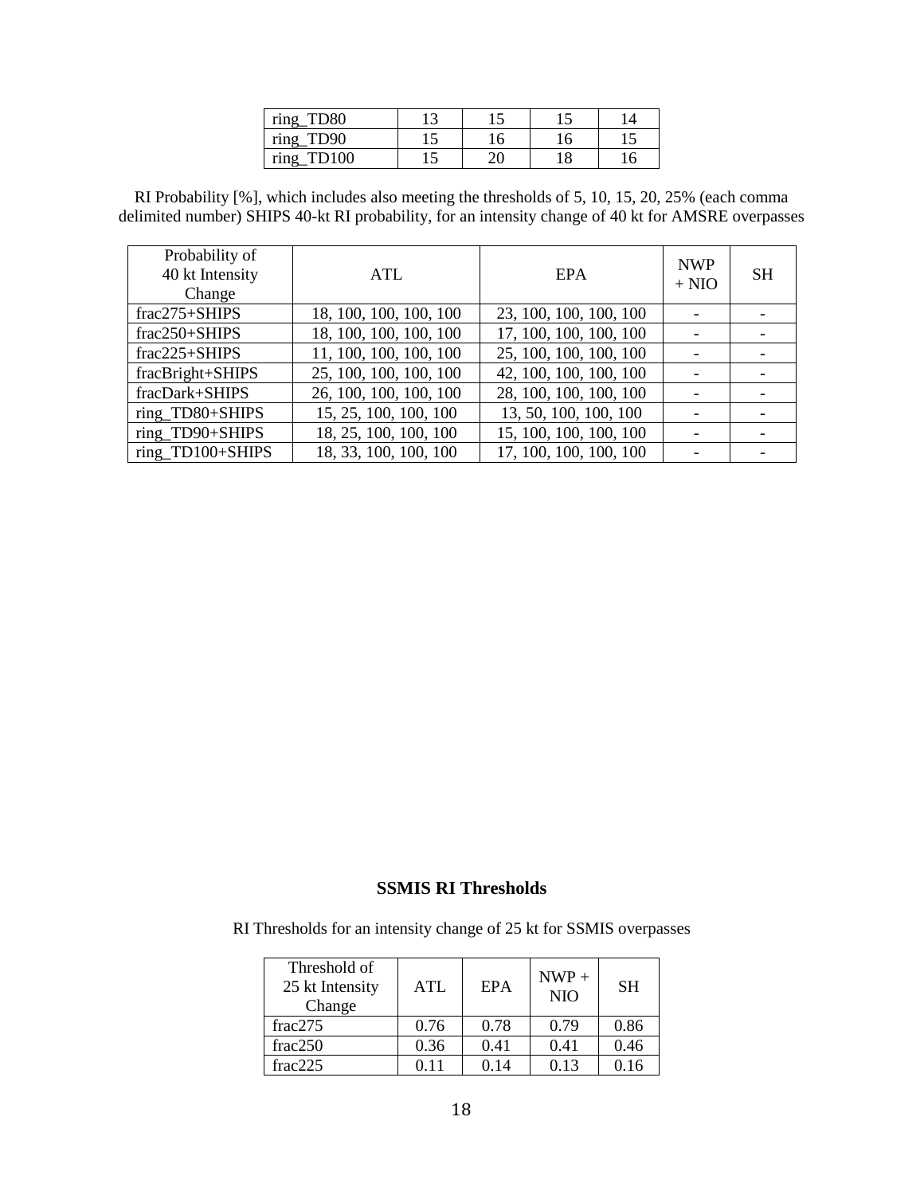| ring_TD80 | 13 | 15 | 15 | 14 |
|---|---|---|---|---|
| ring_TD90 | 15 | 16 | 16 | 15 |
| ring_TD100 | 15 | 20 | 18 | 16 |

RI Probability [%], which includes also meeting the thresholds of 5, 10, 15, 20, 25% (each comma delimited number) SHIPS 40-kt RI probability, for an intensity change of 40 kt for AMSRE overpasses

| Probability of 40 kt Intensity Change | ATL | EPA | NWP + NIO | SH |
|---|---|---|---|---|
| frac275+SHIPS | 18, 100, 100, 100, 100 | 23, 100, 100, 100, 100 | - | - |
| frac250+SHIPS | 18, 100, 100, 100, 100 | 17, 100, 100, 100, 100 | - | - |
| frac225+SHIPS | 11, 100, 100, 100, 100 | 25, 100, 100, 100, 100 | - | - |
| fracBright+SHIPS | 25, 100, 100, 100, 100 | 42, 100, 100, 100, 100 | - | - |
| fracDark+SHIPS | 26, 100, 100, 100, 100 | 28, 100, 100, 100, 100 | - | - |
| ring_TD80+SHIPS | 15, 25, 100, 100, 100 | 13, 50, 100, 100, 100 | - | - |
| ring_TD90+SHIPS | 18, 25, 100, 100, 100 | 15, 100, 100, 100, 100 | - | - |
| ring_TD100+SHIPS | 18, 33, 100, 100, 100 | 17, 100, 100, 100, 100 | - | - |

## SSMIS RI Thresholds

RI Thresholds for an intensity change of 25 kt for SSMIS overpasses

| Threshold of 25 kt Intensity Change | ATL | EPA | NWP + NIO | SH |
|---|---|---|---|---|
| frac275 | 0.76 | 0.78 | 0.79 | 0.86 |
| frac250 | 0.36 | 0.41 | 0.41 | 0.46 |
| frac225 | 0.11 | 0.14 | 0.13 | 0.16 |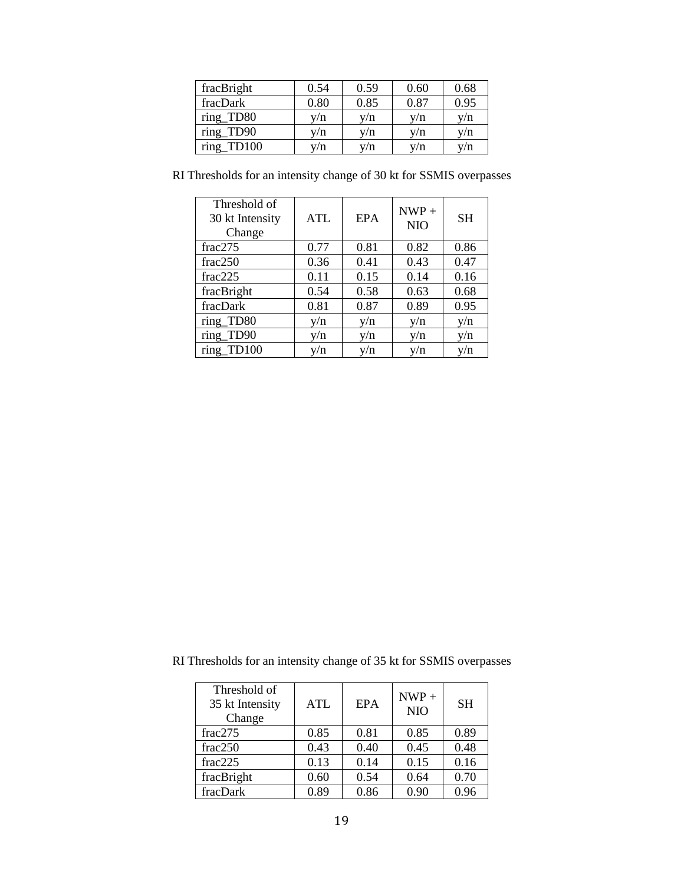| | | | | |
|---|---|---|---|---|
| fracBright | 0.54 | 0.59 | 0.60 | 0.68 |
| fracDark | 0.80 | 0.85 | 0.87 | 0.95 |
| ring_TD80 | y/n | y/n | y/n | y/n |
| ring_TD90 | y/n | y/n | y/n | y/n |
| ring_TD100 | y/n | y/n | y/n | y/n |

RI Thresholds for an intensity change of 30 kt for SSMIS overpasses

| Threshold of 30 kt Intensity Change | ATL | EPA | NWP + NIO | SH |
|---|---|---|---|---|
| frac275 | 0.77 | 0.81 | 0.82 | 0.86 |
| frac250 | 0.36 | 0.41 | 0.43 | 0.47 |
| frac225 | 0.11 | 0.15 | 0.14 | 0.16 |
| fracBright | 0.54 | 0.58 | 0.63 | 0.68 |
| fracDark | 0.81 | 0.87 | 0.89 | 0.95 |
| ring_TD80 | y/n | y/n | y/n | y/n |
| ring_TD90 | y/n | y/n | y/n | y/n |
| ring_TD100 | y/n | y/n | y/n | y/n |

RI Thresholds for an intensity change of 35 kt for SSMIS overpasses

| Threshold of 35 kt Intensity Change | ATL | EPA | NWP + NIO | SH |
|---|---|---|---|---|
| frac275 | 0.85 | 0.81 | 0.85 | 0.89 |
| frac250 | 0.43 | 0.40 | 0.45 | 0.48 |
| frac225 | 0.13 | 0.14 | 0.15 | 0.16 |
| fracBright | 0.60 | 0.54 | 0.64 | 0.70 |
| fracDark | 0.89 | 0.86 | 0.90 | 0.96 |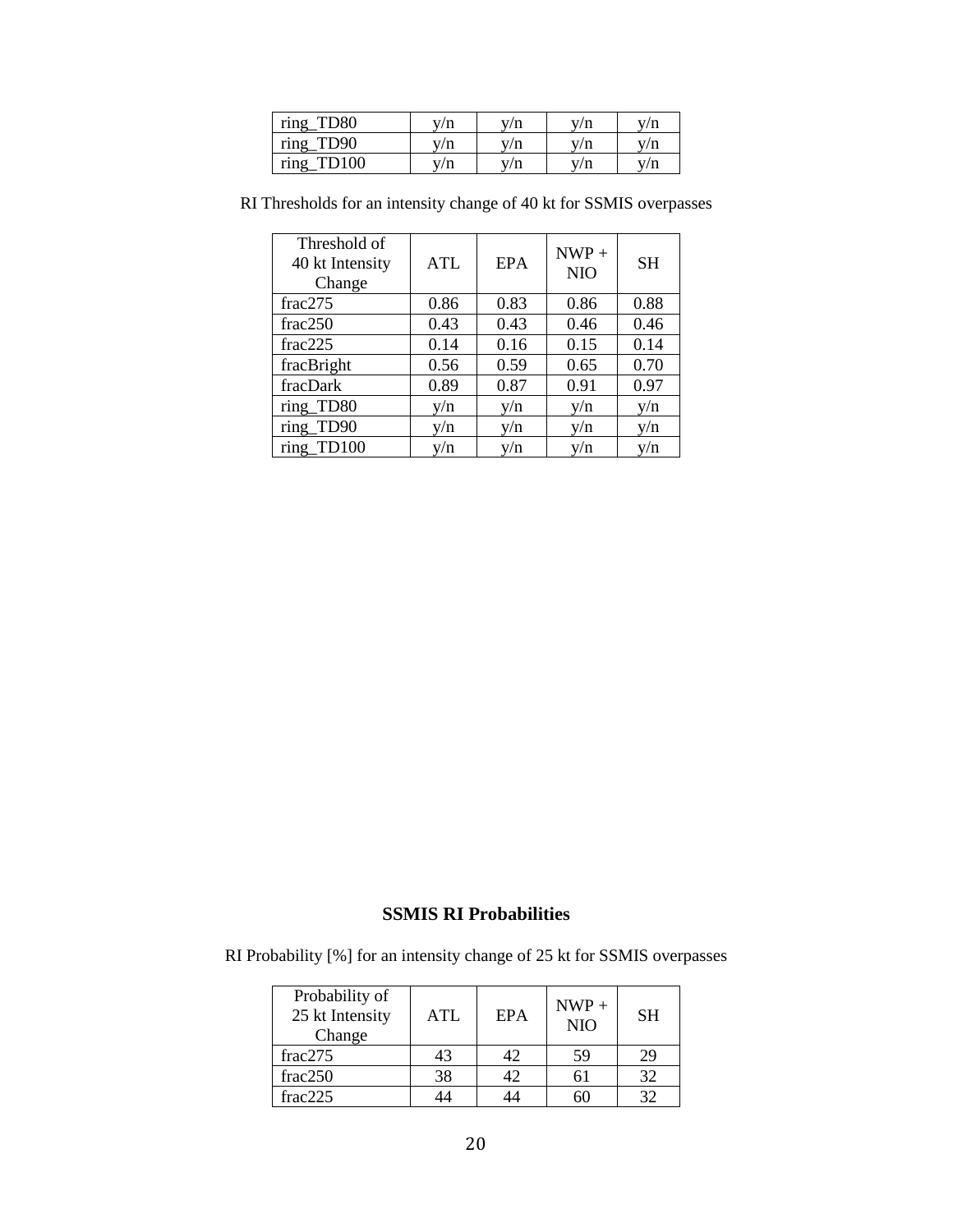| ring_TD80 | y/n | y/n | y/n | y/n |
|---|---|---|---|---|
| ring_TD90 | y/n | y/n | y/n | y/n |
| ring_TD100 | y/n | y/n | y/n | y/n |

RI Thresholds for an intensity change of 40 kt for SSMIS overpasses

| Threshold of 40 kt Intensity Change | ATL | EPA | NWP + NIO | SH |
|---|---|---|---|---|
| frac275 | 0.86 | 0.83 | 0.86 | 0.88 |
| frac250 | 0.43 | 0.43 | 0.46 | 0.46 |
| frac225 | 0.14 | 0.16 | 0.15 | 0.14 |
| fracBright | 0.56 | 0.59 | 0.65 | 0.70 |
| fracDark | 0.89 | 0.87 | 0.91 | 0.97 |
| ring_TD80 | y/n | y/n | y/n | y/n |
| ring_TD90 | y/n | y/n | y/n | y/n |
| ring_TD100 | y/n | y/n | y/n | y/n |

## SSMIS RI Probabilities

RI Probability [%] for an intensity change of 25 kt for SSMIS overpasses

| Probability of 25 kt Intensity Change | ATL | EPA | NWP + NIO | SH |
|---|---|---|---|---|
| frac275 | 43 | 42 | 59 | 29 |
| frac250 | 38 | 42 | 61 | 32 |
| frac225 | 44 | 44 | 60 | 32 |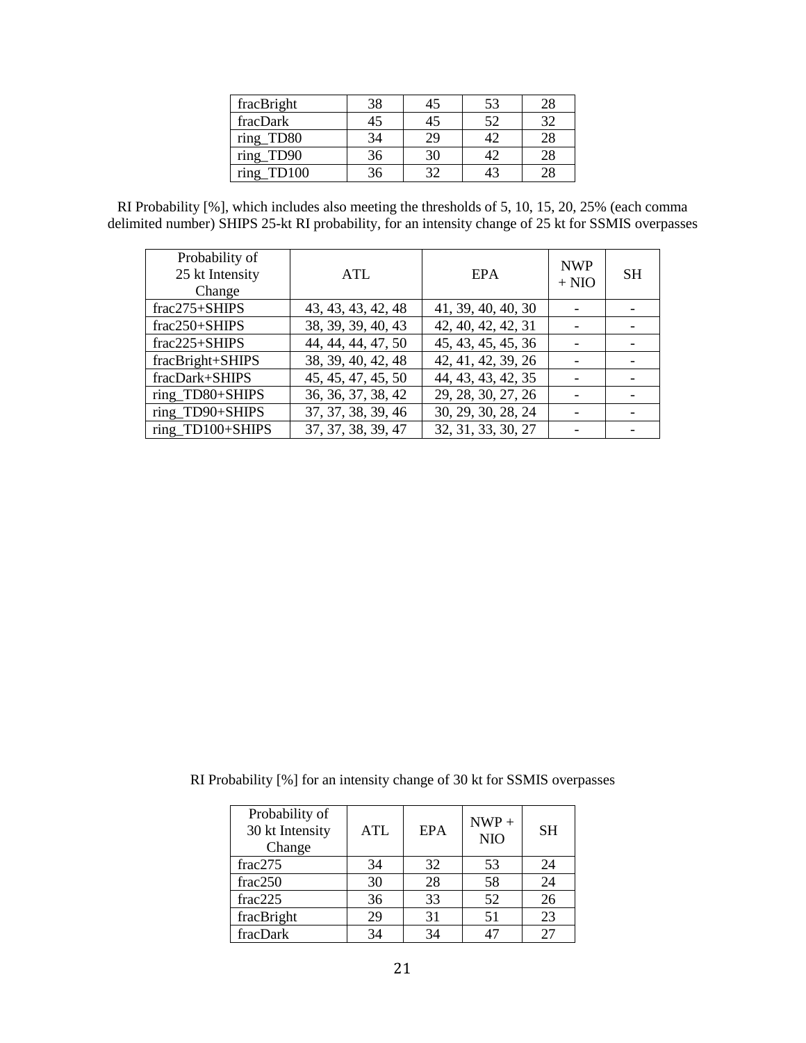| fracBright | 38 | 45 | 53 | 28 |
|---|---|---|---|---|
| fracDark | 45 | 45 | 52 | 32 |
| ring_TD80 | 34 | 29 | 42 | 28 |
| ring_TD90 | 36 | 30 | 42 | 28 |
| ring_TD100 | 36 | 32 | 43 | 28 |

RI Probability [%], which includes also meeting the thresholds of 5, 10, 15, 20, 25% (each comma delimited number) SHIPS 25-kt RI probability, for an intensity change of 25 kt for SSMIS overpasses

| Probability of 25 kt Intensity Change | ATL | EPA | NWP + NIO | SH |
|---|---|---|---|---|
| frac275+SHIPS | 43, 43, 43, 42, 48 | 41, 39, 40, 40, 30 | - | - |
| frac250+SHIPS | 38, 39, 39, 40, 43 | 42, 40, 42, 42, 31 | - | - |
| frac225+SHIPS | 44, 44, 44, 47, 50 | 45, 43, 45, 45, 36 | - | - |
| fracBright+SHIPS | 38, 39, 40, 42, 48 | 42, 41, 42, 39, 26 | - | - |
| fracDark+SHIPS | 45, 45, 47, 45, 50 | 44, 43, 43, 42, 35 | - | - |
| ring_TD80+SHIPS | 36, 36, 37, 38, 42 | 29, 28, 30, 27, 26 | - | - |
| ring_TD90+SHIPS | 37, 37, 38, 39, 46 | 30, 29, 30, 28, 24 | - | - |
| ring_TD100+SHIPS | 37, 37, 38, 39, 47 | 32, 31, 33, 30, 27 | - | - |

RI Probability [%] for an intensity change of 30 kt for SSMIS overpasses

| Probability of 30 kt Intensity Change | ATL | EPA | NWP + NIO | SH |
|---|---|---|---|---|
| frac275 | 34 | 32 | 53 | 24 |
| frac250 | 30 | 28 | 58 | 24 |
| frac225 | 36 | 33 | 52 | 26 |
| fracBright | 29 | 31 | 51 | 23 |
| fracDark | 34 | 34 | 47 | 27 |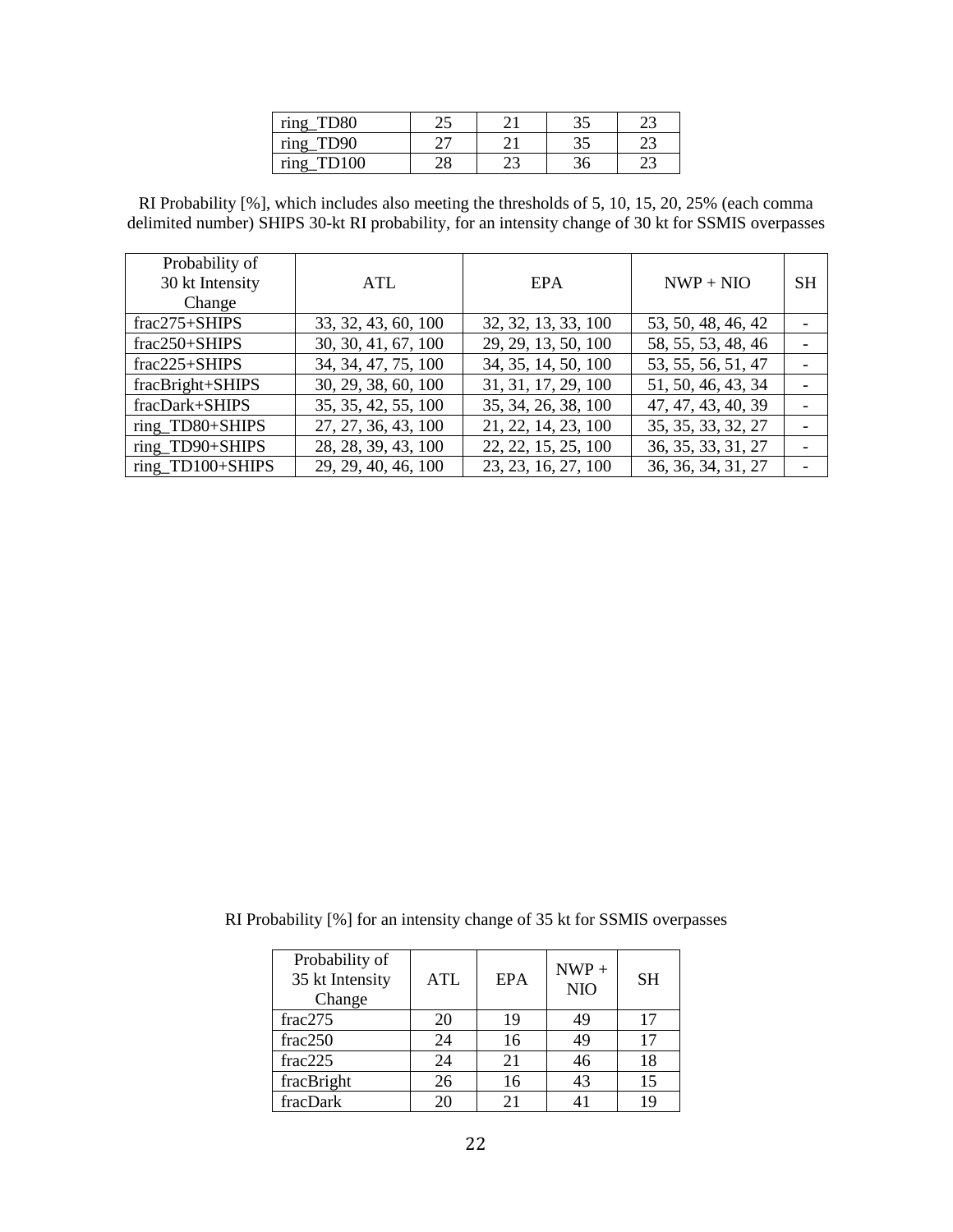| ring_TD80 | 25 | 21 | 35 | 23 |
|---|---|---|---|---|
| ring_TD90 | 27 | 21 | 35 | 23 |
| ring_TD100 | 28 | 23 | 36 | 23 |

RI Probability [%], which includes also meeting the thresholds of 5, 10, 15, 20, 25% (each comma delimited number) SHIPS 30-kt RI probability, for an intensity change of 30 kt for SSMIS overpasses

| Probability of 30 kt Intensity Change | ATL | EPA | NWP + NIO | SH |
|---|---|---|---|---|
| frac275+SHIPS | 33, 32, 43, 60, 100 | 32, 32, 13, 33, 100 | 53, 50, 48, 46, 42 | - |
| frac250+SHIPS | 30, 30, 41, 67, 100 | 29, 29, 13, 50, 100 | 58, 55, 53, 48, 46 | - |
| frac225+SHIPS | 34, 34, 47, 75, 100 | 34, 35, 14, 50, 100 | 53, 55, 56, 51, 47 | - |
| fracBright+SHIPS | 30, 29, 38, 60, 100 | 31, 31, 17, 29, 100 | 51, 50, 46, 43, 34 | - |
| fracDark+SHIPS | 35, 35, 42, 55, 100 | 35, 34, 26, 38, 100 | 47, 47, 43, 40, 39 | - |
| ring_TD80+SHIPS | 27, 27, 36, 43, 100 | 21, 22, 14, 23, 100 | 35, 35, 33, 32, 27 | - |
| ring_TD90+SHIPS | 28, 28, 39, 43, 100 | 22, 22, 15, 25, 100 | 36, 35, 33, 31, 27 | - |
| ring_TD100+SHIPS | 29, 29, 40, 46, 100 | 23, 23, 16, 27, 100 | 36, 36, 34, 31, 27 | - |

RI Probability [%] for an intensity change of 35 kt for SSMIS overpasses

| Probability of 35 kt Intensity Change | ATL | EPA | NWP + NIO | SH |
|---|---|---|---|---|
| frac275 | 20 | 19 | 49 | 17 |
| frac250 | 24 | 16 | 49 | 17 |
| frac225 | 24 | 21 | 46 | 18 |
| fracBright | 26 | 16 | 43 | 15 |
| fracDark | 20 | 21 | 41 | 19 |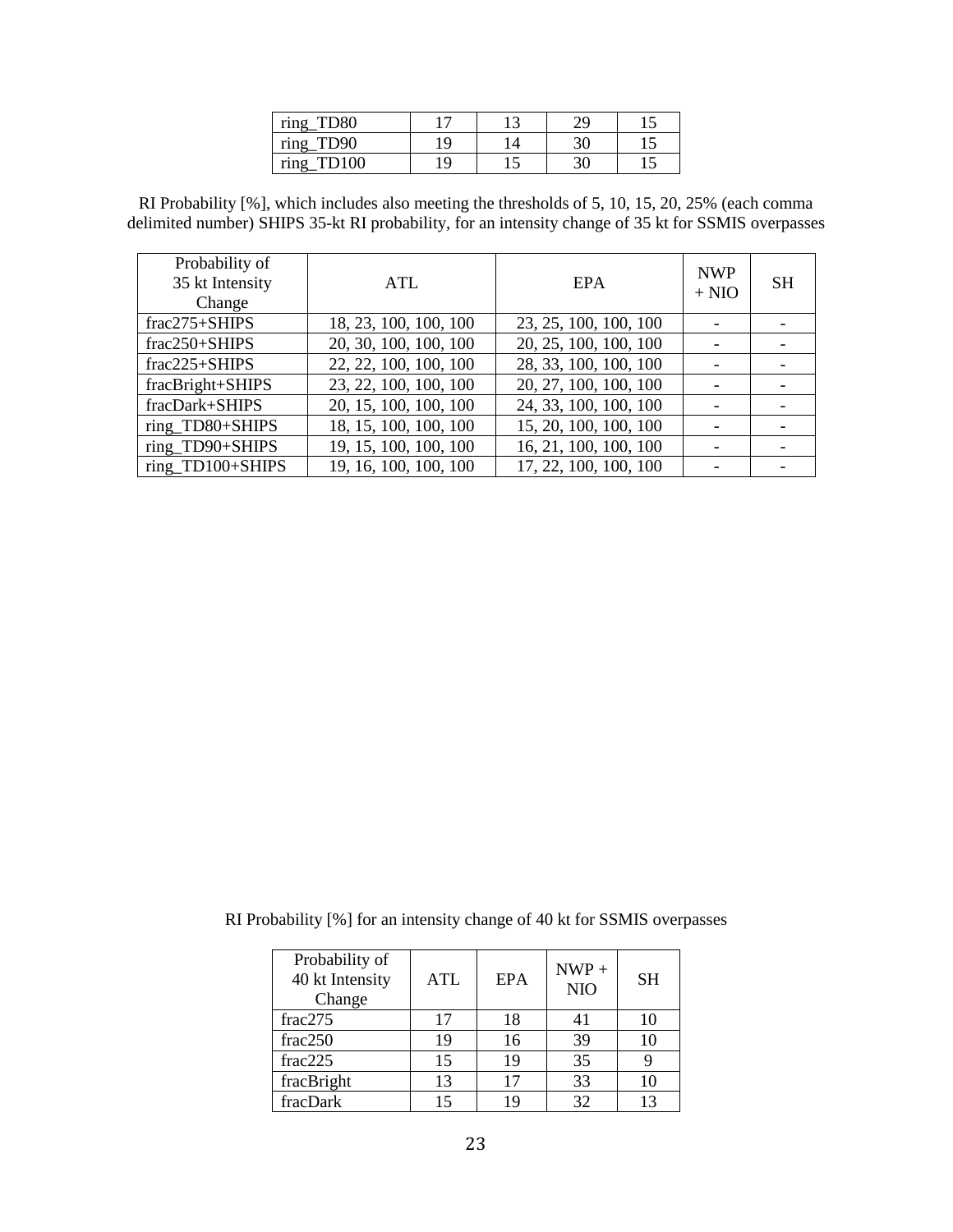| ring_TD80 | 17 | 13 | 29 | 15 |
|---|---|---|---|---|
| ring_TD90 | 19 | 14 | 30 | 15 |
| ring_TD100 | 19 | 15 | 30 | 15 |

RI Probability [%], which includes also meeting the thresholds of 5, 10, 15, 20, 25% (each comma delimited number) SHIPS 35-kt RI probability, for an intensity change of 35 kt for SSMIS overpasses

| Probability of 35 kt Intensity Change | ATL | EPA | NWP + NIO | SH |
|---|---|---|---|---|
| frac275+SHIPS | 18, 23, 100, 100, 100 | 23, 25, 100, 100, 100 | - | - |
| frac250+SHIPS | 20, 30, 100, 100, 100 | 20, 25, 100, 100, 100 | - | - |
| frac225+SHIPS | 22, 22, 100, 100, 100 | 28, 33, 100, 100, 100 | - | - |
| fracBright+SHIPS | 23, 22, 100, 100, 100 | 20, 27, 100, 100, 100 | - | - |
| fracDark+SHIPS | 20, 15, 100, 100, 100 | 24, 33, 100, 100, 100 | - | - |
| ring_TD80+SHIPS | 18, 15, 100, 100, 100 | 15, 20, 100, 100, 100 | - | - |
| ring_TD90+SHIPS | 19, 15, 100, 100, 100 | 16, 21, 100, 100, 100 | - | - |
| ring_TD100+SHIPS | 19, 16, 100, 100, 100 | 17, 22, 100, 100, 100 | - | - |

RI Probability [%] for an intensity change of 40 kt for SSMIS overpasses

| Probability of 40 kt Intensity Change | ATL | EPA | NWP + NIO | SH |
|---|---|---|---|---|
| frac275 | 17 | 18 | 41 | 10 |
| frac250 | 19 | 16 | 39 | 10 |
| frac225 | 15 | 19 | 35 | 9 |
| fracBright | 13 | 17 | 33 | 10 |
| fracDark | 15 | 19 | 32 | 13 |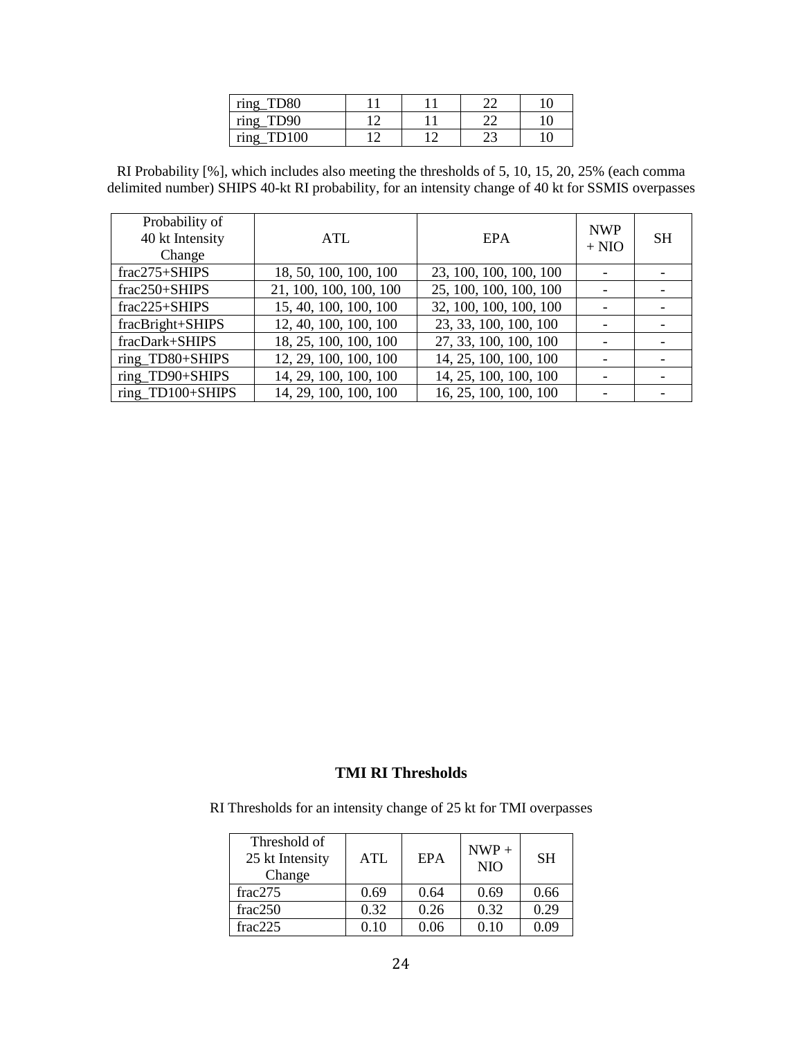| ring_TD80 | 11 | 11 | 22 | 10 |
|---|---|---|---|---|
| ring_TD90 | 12 | 11 | 22 | 10 |
| ring_TD100 | 12 | 12 | 23 | 10 |

RI Probability [%], which includes also meeting the thresholds of 5, 10, 15, 20, 25% (each comma delimited number) SHIPS 40-kt RI probability, for an intensity change of 40 kt for SSMIS overpasses

| Probability of 40 kt Intensity Change | ATL | EPA | NWP + NIO | SH |
|---|---|---|---|---|
| frac275+SHIPS | 18, 50, 100, 100, 100 | 23, 100, 100, 100, 100 | - | - |
| frac250+SHIPS | 21, 100, 100, 100, 100 | 25, 100, 100, 100, 100 | - | - |
| frac225+SHIPS | 15, 40, 100, 100, 100 | 32, 100, 100, 100, 100 | - | - |
| fracBright+SHIPS | 12, 40, 100, 100, 100 | 23, 33, 100, 100, 100 | - | - |
| fracDark+SHIPS | 18, 25, 100, 100, 100 | 27, 33, 100, 100, 100 | - | - |
| ring_TD80+SHIPS | 12, 29, 100, 100, 100 | 14, 25, 100, 100, 100 | - | - |
| ring_TD90+SHIPS | 14, 29, 100, 100, 100 | 14, 25, 100, 100, 100 | - | - |
| ring_TD100+SHIPS | 14, 29, 100, 100, 100 | 16, 25, 100, 100, 100 | - | - |

## TMI RI Thresholds

RI Thresholds for an intensity change of 25 kt for TMI overpasses

| Threshold of 25 kt Intensity Change | ATL | EPA | NWP + NIO | SH |
|---|---|---|---|---|
| frac275 | 0.69 | 0.64 | 0.69 | 0.66 |
| frac250 | 0.32 | 0.26 | 0.32 | 0.29 |
| frac225 | 0.10 | 0.06 | 0.10 | 0.09 |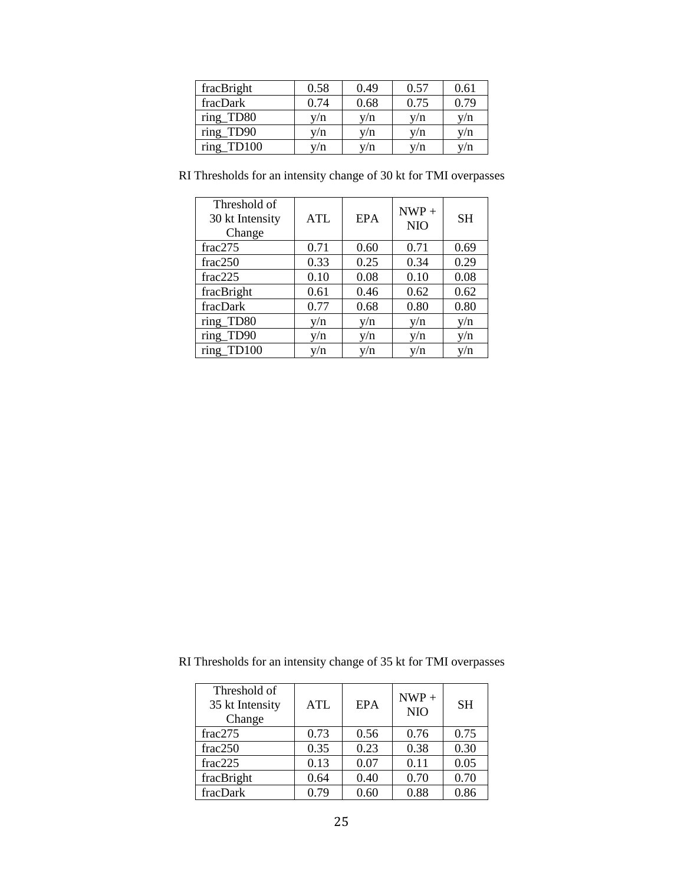| | | | | |
|---|---|---|---|---|
| fracBright | 0.58 | 0.49 | 0.57 | 0.61 |
| fracDark | 0.74 | 0.68 | 0.75 | 0.79 |
| ring_TD80 | y/n | y/n | y/n | y/n |
| ring_TD90 | y/n | y/n | y/n | y/n |
| ring_TD100 | y/n | y/n | y/n | y/n |

RI Thresholds for an intensity change of 30 kt for TMI overpasses

| Threshold of 30 kt Intensity Change | ATL | EPA | NWP + NIO | SH |
|---|---|---|---|---|
| frac275 | 0.71 | 0.60 | 0.71 | 0.69 |
| frac250 | 0.33 | 0.25 | 0.34 | 0.29 |
| frac225 | 0.10 | 0.08 | 0.10 | 0.08 |
| fracBright | 0.61 | 0.46 | 0.62 | 0.62 |
| fracDark | 0.77 | 0.68 | 0.80 | 0.80 |
| ring_TD80 | y/n | y/n | y/n | y/n |
| ring_TD90 | y/n | y/n | y/n | y/n |
| ring_TD100 | y/n | y/n | y/n | y/n |

RI Thresholds for an intensity change of 35 kt for TMI overpasses

| Threshold of 35 kt Intensity Change | ATL | EPA | NWP + NIO | SH |
|---|---|---|---|---|
| frac275 | 0.73 | 0.56 | 0.76 | 0.75 |
| frac250 | 0.35 | 0.23 | 0.38 | 0.30 |
| frac225 | 0.13 | 0.07 | 0.11 | 0.05 |
| fracBright | 0.64 | 0.40 | 0.70 | 0.70 |
| fracDark | 0.79 | 0.60 | 0.88 | 0.86 |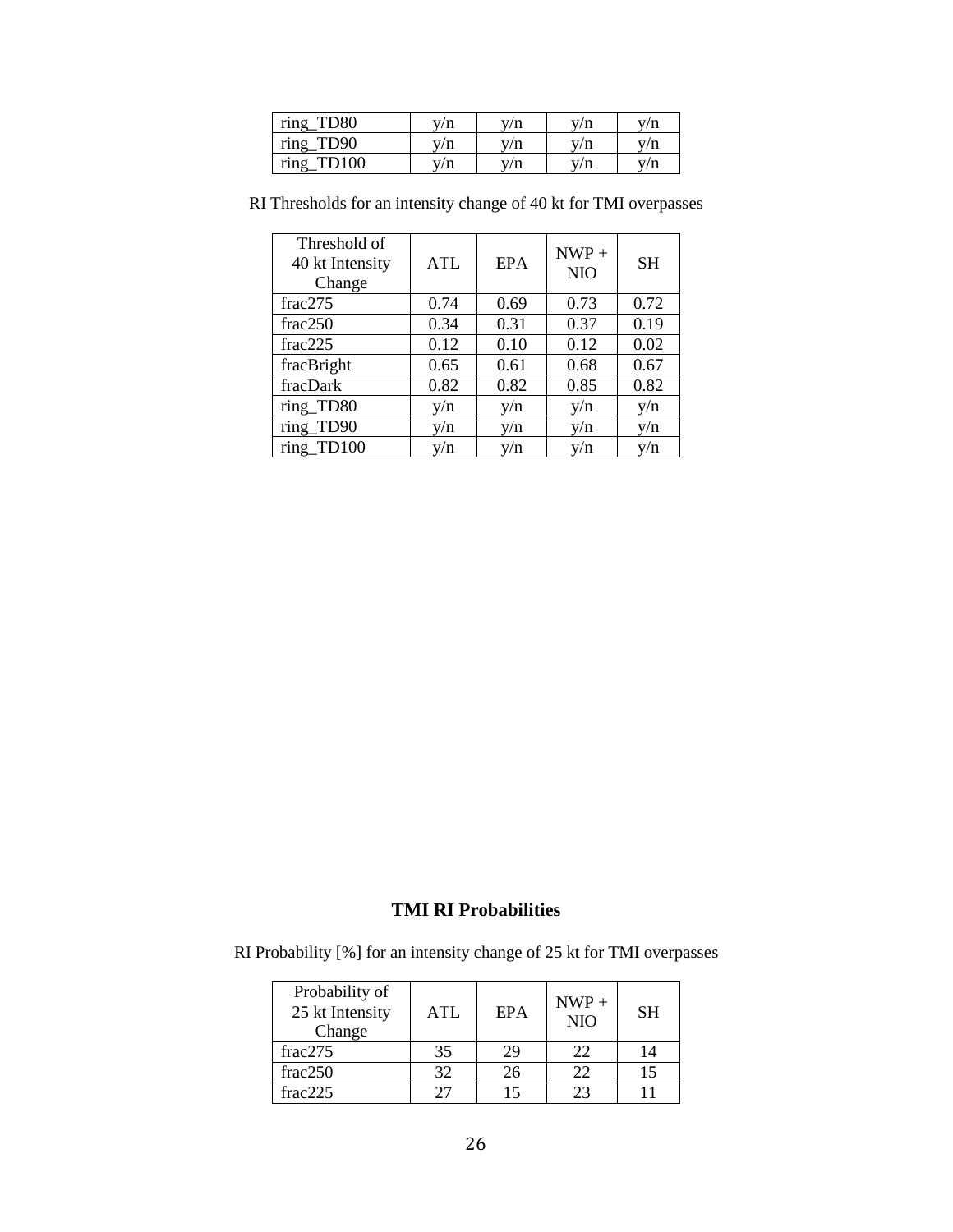| | | | | |
|---|---|---|---|---|
| ring_TD80 | y/n | y/n | y/n | y/n |
| ring_TD90 | y/n | y/n | y/n | y/n |
| ring_TD100 | y/n | y/n | y/n | y/n |

RI Thresholds for an intensity change of 40 kt for TMI overpasses

| Threshold of 40 kt Intensity Change | ATL | EPA | NWP + NIO | SH |
|---|---|---|---|---|
| frac275 | 0.74 | 0.69 | 0.73 | 0.72 |
| frac250 | 0.34 | 0.31 | 0.37 | 0.19 |
| frac225 | 0.12 | 0.10 | 0.12 | 0.02 |
| fracBright | 0.65 | 0.61 | 0.68 | 0.67 |
| fracDark | 0.82 | 0.82 | 0.85 | 0.82 |
| ring_TD80 | y/n | y/n | y/n | y/n |
| ring_TD90 | y/n | y/n | y/n | y/n |
| ring_TD100 | y/n | y/n | y/n | y/n |

## TMI RI Probabilities

RI Probability [%] for an intensity change of 25 kt for TMI overpasses

| Probability of 25 kt Intensity Change | ATL | EPA | NWP + NIO | SH |
|---|---|---|---|---|
| frac275 | 35 | 29 | 22 | 14 |
| frac250 | 32 | 26 | 22 | 15 |
| frac225 | 27 | 15 | 23 | 11 |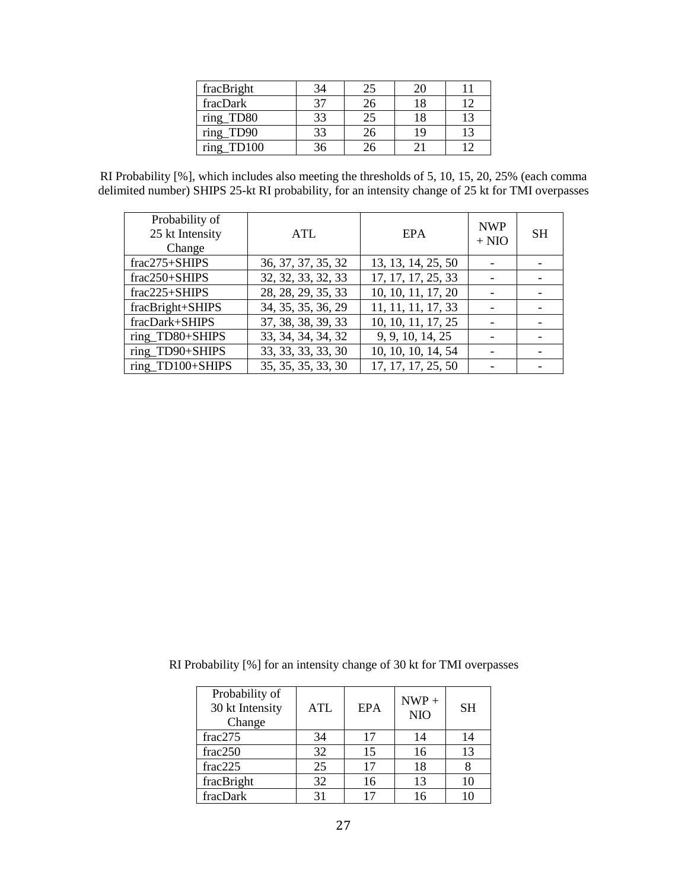| fracBright | 34 | 25 | 20 | 11 |
|---|---|---|---|---|
| fracDark | 37 | 26 | 18 | 12 |
| ring_TD80 | 33 | 25 | 18 | 13 |
| ring_TD90 | 33 | 26 | 19 | 13 |
| ring_TD100 | 36 | 26 | 21 | 12 |

RI Probability [%], which includes also meeting the thresholds of 5, 10, 15, 20, 25% (each comma delimited number) SHIPS 25-kt RI probability, for an intensity change of 25 kt for TMI overpasses

| Probability of 25 kt Intensity Change | ATL | EPA | NWP + NIO | SH |
|---|---|---|---|---|
| frac275+SHIPS | 36, 37, 37, 35, 32 | 13, 13, 14, 25, 50 | - | - |
| frac250+SHIPS | 32, 32, 33, 32, 33 | 17, 17, 17, 25, 33 | - | - |
| frac225+SHIPS | 28, 28, 29, 35, 33 | 10, 10, 11, 17, 20 | - | - |
| fracBright+SHIPS | 34, 35, 35, 36, 29 | 11, 11, 11, 17, 33 | - | - |
| fracDark+SHIPS | 37, 38, 38, 39, 33 | 10, 10, 11, 17, 25 | - | - |
| ring_TD80+SHIPS | 33, 34, 34, 34, 32 | 9, 9, 10, 14, 25 | - | - |
| ring_TD90+SHIPS | 33, 33, 33, 33, 30 | 10, 10, 10, 14, 54 | - | - |
| ring_TD100+SHIPS | 35, 35, 35, 33, 30 | 17, 17, 17, 25, 50 | - | - |

RI Probability [%] for an intensity change of 30 kt for TMI overpasses

| Probability of 30 kt Intensity Change | ATL | EPA | NWP + NIO | SH |
|---|---|---|---|---|
| frac275 | 34 | 17 | 14 | 14 |
| frac250 | 32 | 15 | 16 | 13 |
| frac225 | 25 | 17 | 18 | 8 |
| fracBright | 32 | 16 | 13 | 10 |
| fracDark | 31 | 17 | 16 | 10 |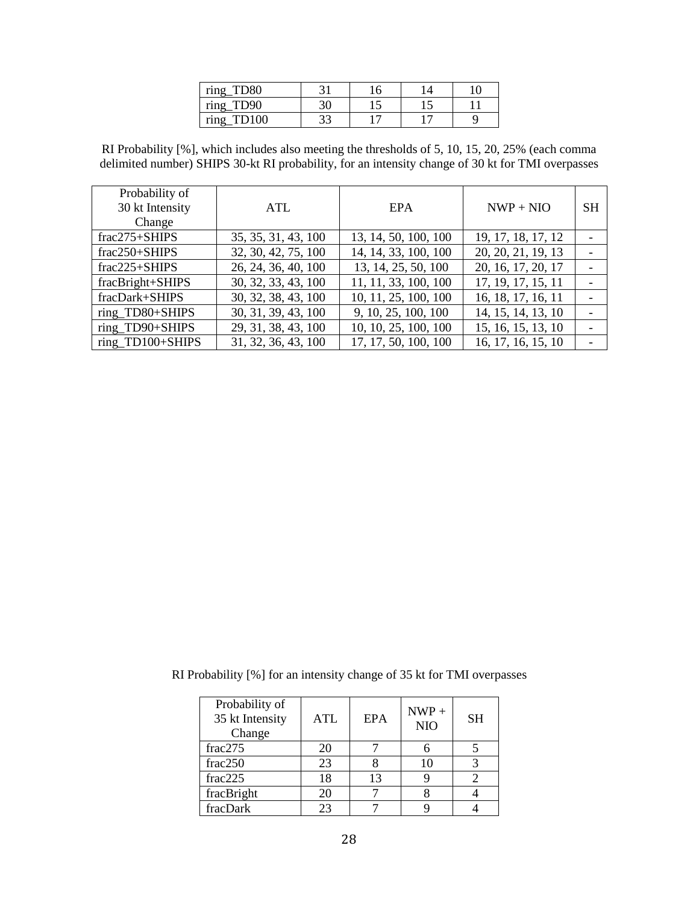| ring_TD80 | 31 | 16 | 14 | 10 |
|---|---|---|---|---|
| ring_TD90 | 30 | 15 | 15 | 11 |
| ring_TD100 | 33 | 17 | 17 | 9 |

RI Probability [%], which includes also meeting the thresholds of 5, 10, 15, 20, 25% (each comma delimited number) SHIPS 30-kt RI probability, for an intensity change of 30 kt for TMI overpasses

| Probability of 30 kt Intensity Change | ATL | EPA | NWP + NIO | SH |
|---|---|---|---|---|
| frac275+SHIPS | 35, 35, 31, 43, 100 | 13, 14, 50, 100, 100 | 19, 17, 18, 17, 12 | - |
| frac250+SHIPS | 32, 30, 42, 75, 100 | 14, 14, 33, 100, 100 | 20, 20, 21, 19, 13 | - |
| frac225+SHIPS | 26, 24, 36, 40, 100 | 13, 14, 25, 50, 100 | 20, 16, 17, 20, 17 | - |
| fracBright+SHIPS | 30, 32, 33, 43, 100 | 11, 11, 33, 100, 100 | 17, 19, 17, 15, 11 | - |
| fracDark+SHIPS | 30, 32, 38, 43, 100 | 10, 11, 25, 100, 100 | 16, 18, 17, 16, 11 | - |
| ring_TD80+SHIPS | 30, 31, 39, 43, 100 | 9, 10, 25, 100, 100 | 14, 15, 14, 13, 10 | - |
| ring_TD90+SHIPS | 29, 31, 38, 43, 100 | 10, 10, 25, 100, 100 | 15, 16, 15, 13, 10 | - |
| ring_TD100+SHIPS | 31, 32, 36, 43, 100 | 17, 17, 50, 100, 100 | 16, 17, 16, 15, 10 | - |

RI Probability [%] for an intensity change of 35 kt for TMI overpasses

| Probability of 35 kt Intensity Change | ATL | EPA | NWP + NIO | SH |
|---|---|---|---|---|
| frac275 | 20 | 7 | 6 | 5 |
| frac250 | 23 | 8 | 10 | 3 |
| frac225 | 18 | 13 | 9 | 2 |
| fracBright | 20 | 7 | 8 | 4 |
| fracDark | 23 | 7 | 9 | 4 |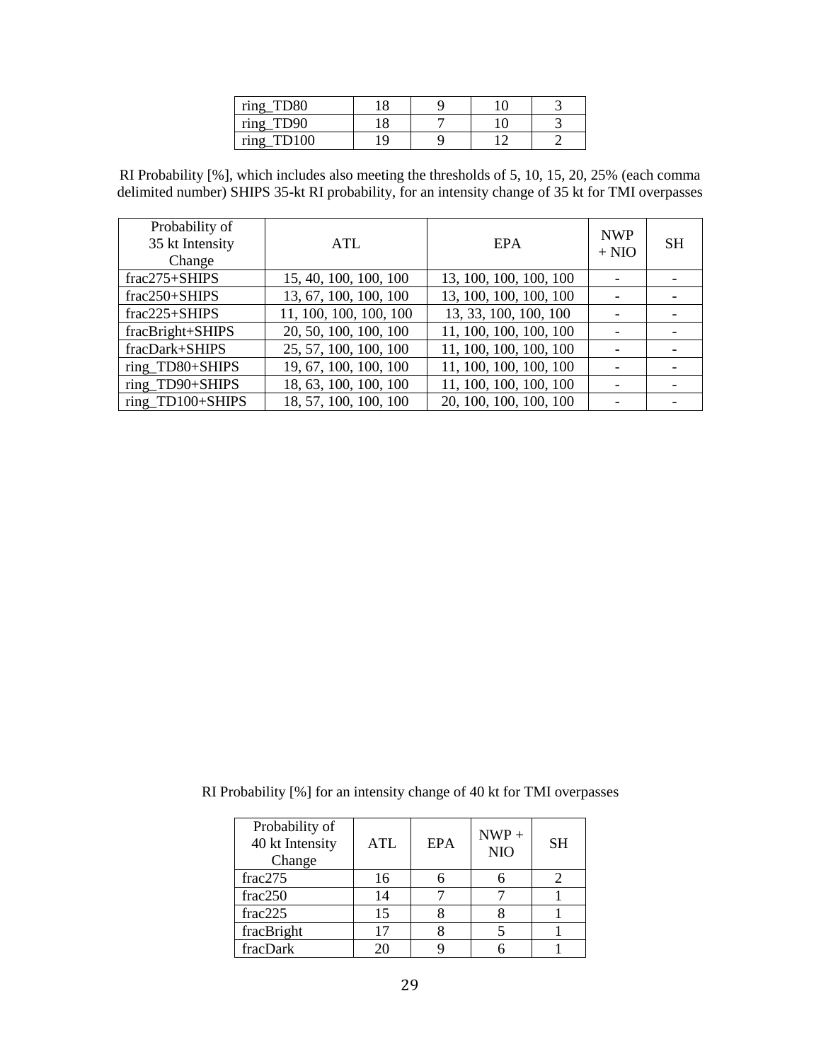| ring_TD80 | 18 | 9 | 10 | 3 |
|---|---|---|---|---|
| ring_TD90 | 18 | 7 | 10 | 3 |
| ring_TD100 | 19 | 9 | 12 | 2 |

RI Probability [%], which includes also meeting the thresholds of 5, 10, 15, 20, 25% (each comma delimited number) SHIPS 35-kt RI probability, for an intensity change of 35 kt for TMI overpasses

| Probability of 35 kt Intensity Change | ATL | EPA | NWP + NIO | SH |
|---|---|---|---|---|
| frac275+SHIPS | 15, 40, 100, 100, 100 | 13, 100, 100, 100, 100 | - | - |
| frac250+SHIPS | 13, 67, 100, 100, 100 | 13, 100, 100, 100, 100 | - | - |
| frac225+SHIPS | 11, 100, 100, 100, 100 | 13, 33, 100, 100, 100 | - | - |
| fracBright+SHIPS | 20, 50, 100, 100, 100 | 11, 100, 100, 100, 100 | - | - |
| fracDark+SHIPS | 25, 57, 100, 100, 100 | 11, 100, 100, 100, 100 | - | - |
| ring_TD80+SHIPS | 19, 67, 100, 100, 100 | 11, 100, 100, 100, 100 | - | - |
| ring_TD90+SHIPS | 18, 63, 100, 100, 100 | 11, 100, 100, 100, 100 | - | - |
| ring_TD100+SHIPS | 18, 57, 100, 100, 100 | 20, 100, 100, 100, 100 | - | - |

RI Probability [%] for an intensity change of 40 kt for TMI overpasses

| Probability of 40 kt Intensity Change | ATL | EPA | NWP + NIO | SH |
|---|---|---|---|---|
| frac275 | 16 | 6 | 6 | 2 |
| frac250 | 14 | 7 | 7 | 1 |
| frac225 | 15 | 8 | 8 | 1 |
| fracBright | 17 | 8 | 5 | 1 |
| fracDark | 20 | 9 | 6 | 1 |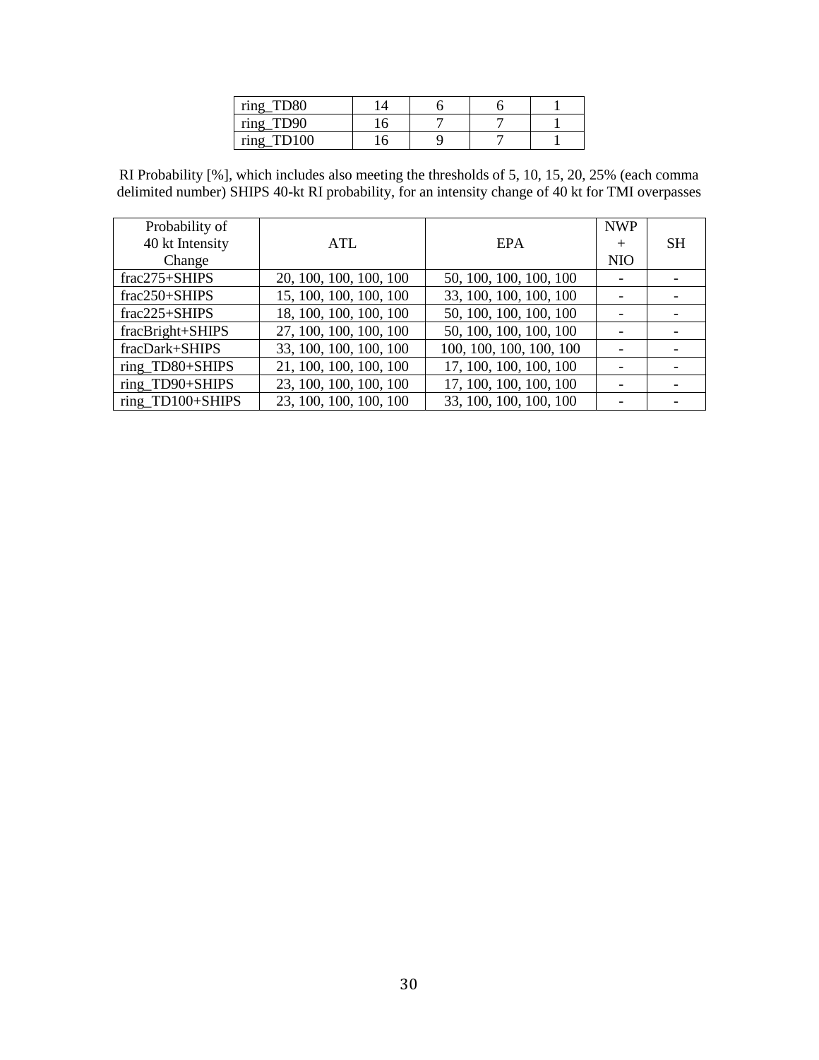| | | | | |
|---|---|---|---|---|
| ring_TD80 | 14 | 6 | 6 | 1 |
| ring_TD90 | 16 | 7 | 7 | 1 |
| ring_TD100 | 16 | 9 | 7 | 1 |

RI Probability [%], which includes also meeting the thresholds of 5, 10, 15, 20, 25% (each comma delimited number) SHIPS 40-kt RI probability, for an intensity change of 40 kt for TMI overpasses

| Probability of 40 kt Intensity Change | ATL | EPA | NWP + NIO | SH |
|---|---|---|---|---|
| frac275+SHIPS | 20, 100, 100, 100, 100 | 50, 100, 100, 100, 100 | - | - |
| frac250+SHIPS | 15, 100, 100, 100, 100 | 33, 100, 100, 100, 100 | - | - |
| frac225+SHIPS | 18, 100, 100, 100, 100 | 50, 100, 100, 100, 100 | - | - |
| fracBright+SHIPS | 27, 100, 100, 100, 100 | 50, 100, 100, 100, 100 | - | - |
| fracDark+SHIPS | 33, 100, 100, 100, 100 | 100, 100, 100, 100, 100 | - | - |
| ring_TD80+SHIPS | 21, 100, 100, 100, 100 | 17, 100, 100, 100, 100 | - | - |
| ring_TD90+SHIPS | 23, 100, 100, 100, 100 | 17, 100, 100, 100, 100 | - | - |
| ring_TD100+SHIPS | 23, 100, 100, 100, 100 | 33, 100, 100, 100, 100 | - | - |